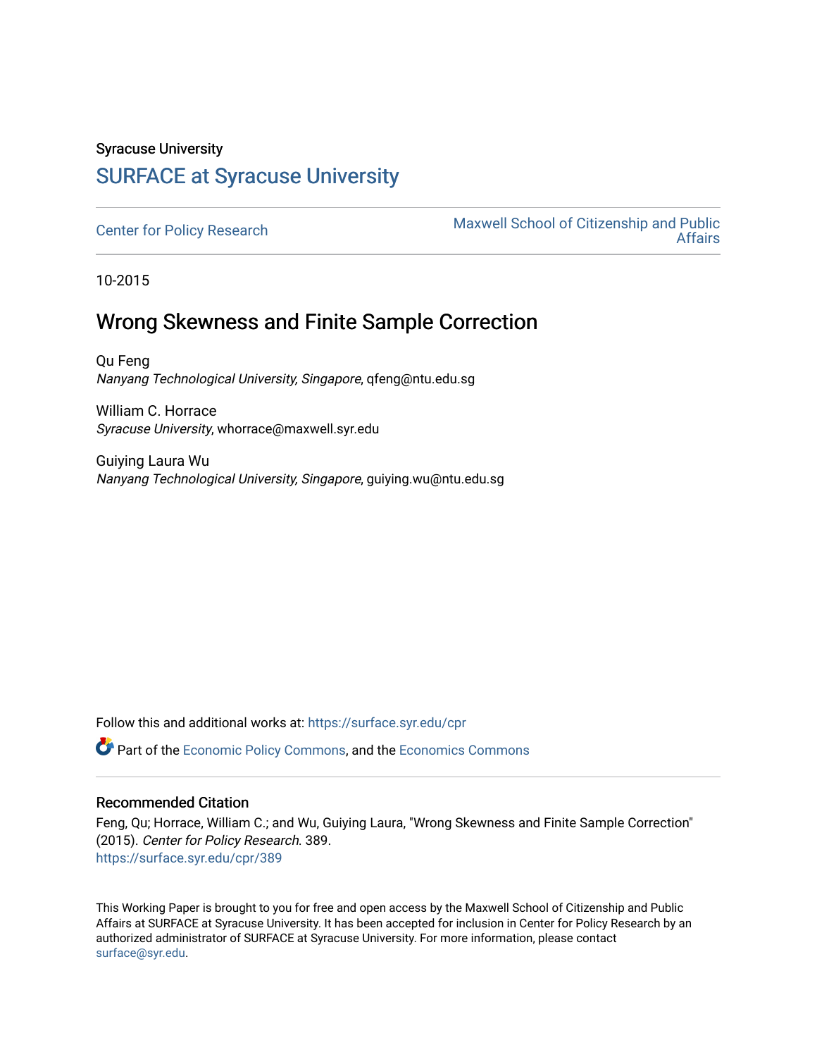Syracuse University

# SURFACE at Syracuse University

Center for Policy Research

Maxwell School of Citizenship and Public Affairs

10-2015

## Wrong Skewness and Finite Sample Correction

Qu Feng
*Nanyang Technological University, Singapore*, qfeng@ntu.edu.sg

William C. Horrace
*Syracuse University*, whorrace@maxwell.syr.edu

Guiying Laura Wu
*Nanyang Technological University, Singapore*, guiying.wu@ntu.edu.sg

Follow this and additional works at: https://surface.syr.edu/cpr

Part of the Economic Policy Commons, and the Economics Commons

### Recommended Citation

Feng, Qu; Horrace, William C.; and Wu, Guiying Laura, "Wrong Skewness and Finite Sample Correction" (2015). *Center for Policy Research*. 389.
https://surface.syr.edu/cpr/389

This Working Paper is brought to you for free and open access by the Maxwell School of Citizenship and Public Affairs at SURFACE at Syracuse University. It has been accepted for inclusion in Center for Policy Research by an authorized administrator of SURFACE at Syracuse University. For more information, please contact surface@syr.edu.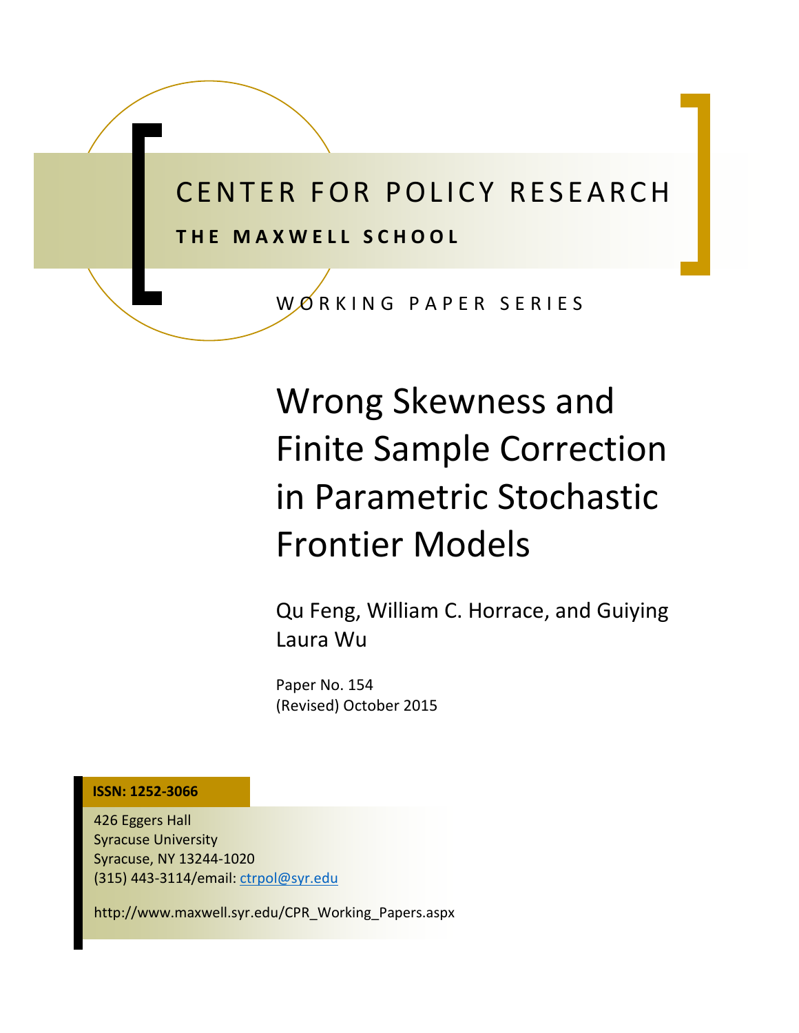CENTER FOR POLICY RESEARCH

**THE MAXWELL SCHOOL**

WORKING PAPER SERIES

# Wrong Skewness and Finite Sample Correction in Parametric Stochastic Frontier Models

Qu Feng, William C. Horrace, and Guiying Laura Wu

Paper No. 154
(Revised) October 2015

**ISSN: 1252-3066**

426 Eggers Hall
Syracuse University
Syracuse, NY 13244-1020
(315) 443-3114/email: ctrpol@syr.edu

http://www.maxwell.syr.edu/CPR_Working_Papers.aspx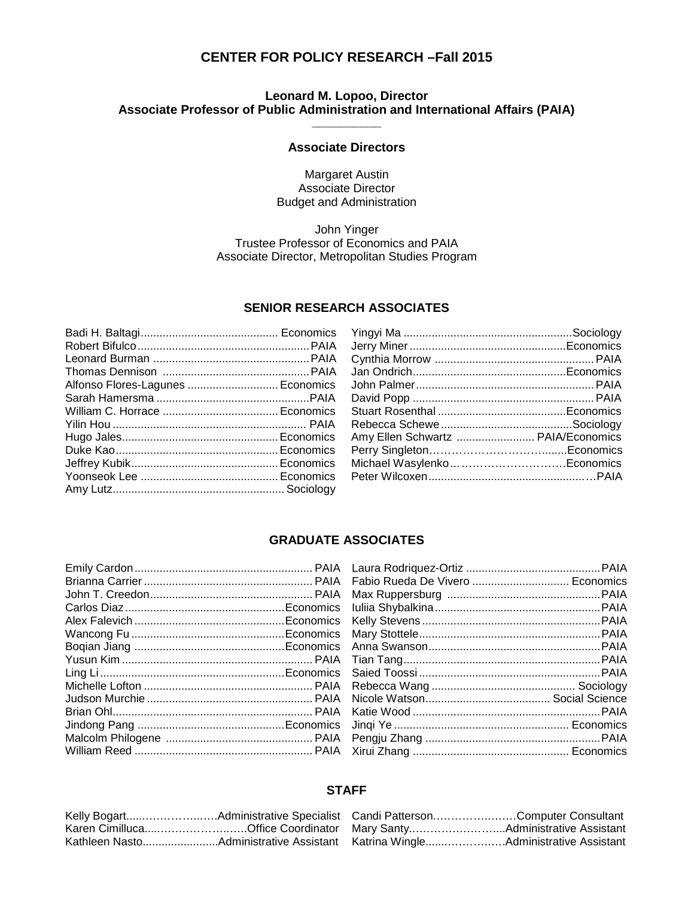# CENTER FOR POLICY RESEARCH –Fall 2015

**Leonard M. Lopoo, Director**
**Associate Professor of Public Administration and International Affairs (PAIA)**

## Associate Directors

Margaret Austin
Associate Director
Budget and Administration

John Yinger
Trustee Professor of Economics and PAIA
Associate Director, Metropolitan Studies Program

## SENIOR RESEARCH ASSOCIATES

| Name | Department |
|---|---|
| Badi H. Baltagi | Economics |
| Robert Bifulco | PAIA |
| Leonard Burman | PAIA |
| Thomas Dennison | PAIA |
| Alfonso Flores-Lagunes | Economics |
| Sarah Hamersma | PAIA |
| William C. Horrace | Economics |
| Yilin Hou | PAIA |
| Hugo Jales | Economics |
| Duke Kao | Economics |
| Jeffrey Kubik | Economics |
| Yoonseok Lee | Economics |
| Amy Lutz | Sociology |
| Yingyi Ma | Sociology |
| Jerry Miner | Economics |
| Cynthia Morrow | PAIA |
| Jan Ondrich | Economics |
| John Palmer | PAIA |
| David Popp | PAIA |
| Stuart Rosenthal | Economics |
| Rebecca Schewe | Sociology |
| Amy Ellen Schwartz | PAIA/Economics |
| Perry Singleton | Economics |
| Michael Wasylenko | Economics |
| Peter Wilcoxen | PAIA |

## GRADUATE ASSOCIATES

| Name | Department |
|---|---|
| Emily Cardon | PAIA |
| Brianna Carrier | PAIA |
| John T. Creedon | PAIA |
| Carlos Diaz | Economics |
| Alex Falevich | Economics |
| Wancong Fu | Economics |
| Boqian Jiang | Economics |
| Yusun Kim | PAIA |
| Ling Li | Economics |
| Michelle Lofton | PAIA |
| Judson Murchie | PAIA |
| Brian Ohl | PAIA |
| Jindong Pang | Economics |
| Malcolm Philogene | PAIA |
| William Reed | PAIA |
| Laura Rodriquez-Ortiz | PAIA |
| Fabio Rueda De Vivero | Economics |
| Max Ruppersburg | PAIA |
| Iuliia Shybalkina | PAIA |
| Kelly Stevens | PAIA |
| Mary Stottele | PAIA |
| Anna Swanson | PAIA |
| Tian Tang | PAIA |
| Saied Toossi | PAIA |
| Rebecca Wang | Sociology |
| Nicole Watson | Social Science |
| Katie Wood | PAIA |
| Jinqi Ye | Economics |
| Pengju Zhang | PAIA |
| Xirui Zhang | Economics |

## STAFF

| Name | Position |
|---|---|
| Kelly Bogart | Administrative Specialist |
| Karen Cimilluca | Office Coordinator |
| Kathleen Nasto | Administrative Assistant |
| Candi Patterson | Computer Consultant |
| Mary Santy | Administrative Assistant |
| Katrina Wingle | Administrative Assistant |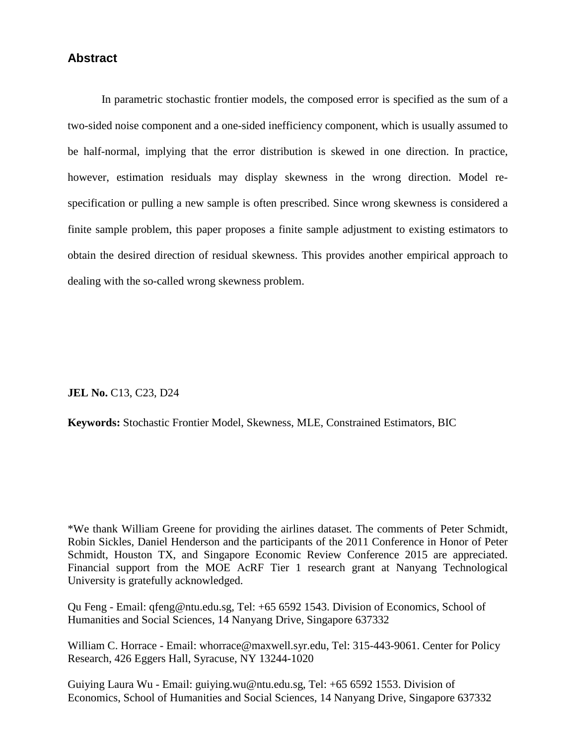## Abstract

In parametric stochastic frontier models, the composed error is specified as the sum of a two-sided noise component and a one-sided inefficiency component, which is usually assumed to be half-normal, implying that the error distribution is skewed in one direction. In practice, however, estimation residuals may display skewness in the wrong direction. Model re-specification or pulling a new sample is often prescribed. Since wrong skewness is considered a finite sample problem, this paper proposes a finite sample adjustment to existing estimators to obtain the desired direction of residual skewness. This provides another empirical approach to dealing with the so-called wrong skewness problem.

**JEL No.** C13, C23, D24

**Keywords:** Stochastic Frontier Model, Skewness, MLE, Constrained Estimators, BIC

*We thank William Greene for providing the airlines dataset. The comments of Peter Schmidt, Robin Sickles, Daniel Henderson and the participants of the 2011 Conference in Honor of Peter Schmidt, Houston TX, and Singapore Economic Review Conference 2015 are appreciated. Financial support from the MOE AcRF Tier 1 research grant at Nanyang Technological University is gratefully acknowledged.

Qu Feng - Email: qfeng@ntu.edu.sg, Tel: +65 6592 1543. Division of Economics, School of Humanities and Social Sciences, 14 Nanyang Drive, Singapore 637332

William C. Horrace - Email: whorrace@maxwell.syr.edu, Tel: 315-443-9061. Center for Policy Research, 426 Eggers Hall, Syracuse, NY 13244-1020

Guiying Laura Wu - Email: guiying.wu@ntu.edu.sg, Tel: +65 6592 1553. Division of Economics, School of Humanities and Social Sciences, 14 Nanyang Drive, Singapore 637332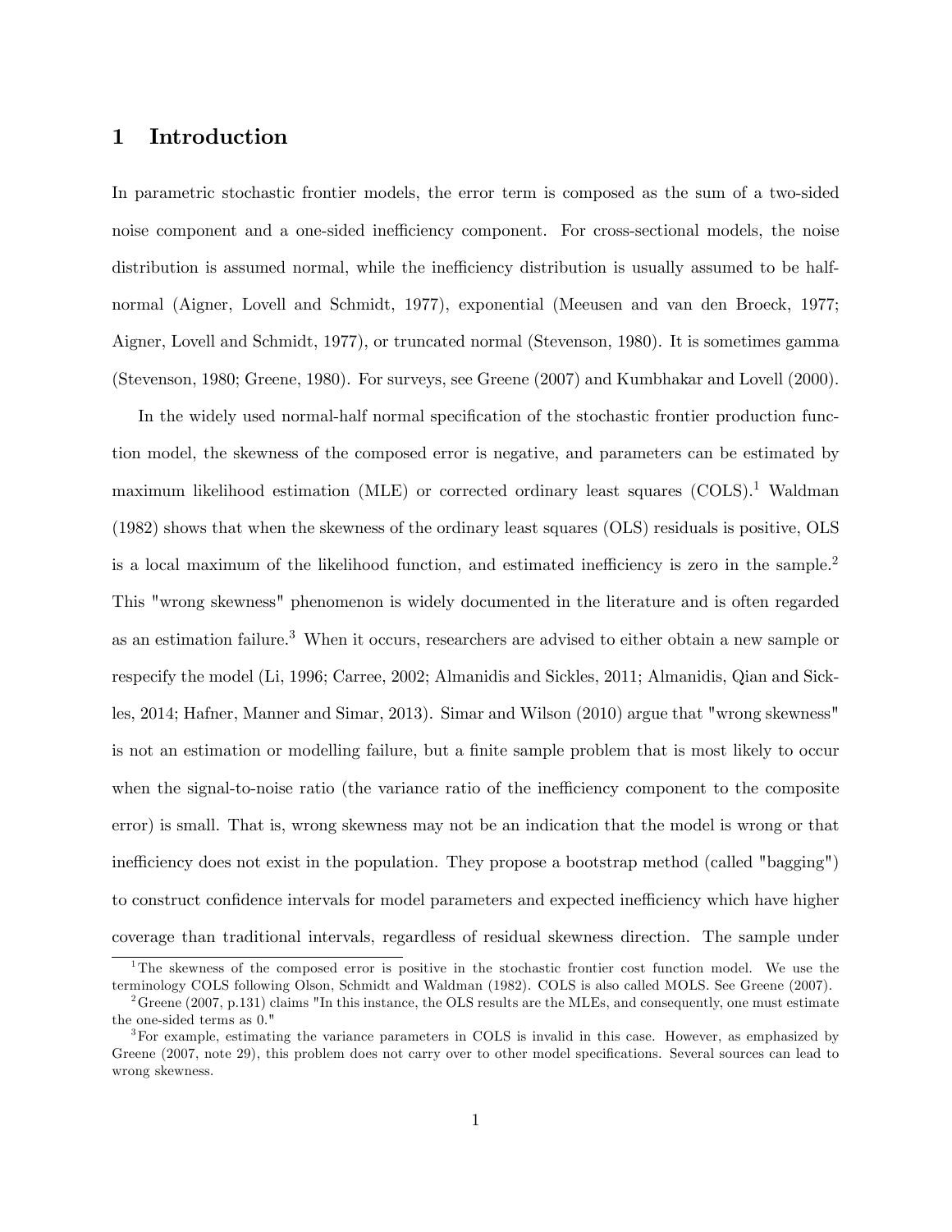# 1 Introduction

In parametric stochastic frontier models, the error term is composed as the sum of a two-sided noise component and a one-sided inefficiency component. For cross-sectional models, the noise distribution is assumed normal, while the inefficiency distribution is usually assumed to be half-normal (Aigner, Lovell and Schmidt, 1977), exponential (Meeusen and van den Broeck, 1977; Aigner, Lovell and Schmidt, 1977), or truncated normal (Stevenson, 1980). It is sometimes gamma (Stevenson, 1980; Greene, 1980). For surveys, see Greene (2007) and Kumbhakar and Lovell (2000).

In the widely used normal-half normal specification of the stochastic frontier production function model, the skewness of the composed error is negative, and parameters can be estimated by maximum likelihood estimation (MLE) or corrected ordinary least squares (COLS).[1] Waldman (1982) shows that when the skewness of the ordinary least squares (OLS) residuals is positive, OLS is a local maximum of the likelihood function, and estimated inefficiency is zero in the sample.[2] This "wrong skewness" phenomenon is widely documented in the literature and is often regarded as an estimation failure.[3] When it occurs, researchers are advised to either obtain a new sample or respecify the model (Li, 1996; Carree, 2002; Almanidis and Sickles, 2011; Almanidis, Qian and Sickles, 2014; Hafner, Manner and Simar, 2013). Simar and Wilson (2010) argue that "wrong skewness" is not an estimation or modelling failure, but a finite sample problem that is most likely to occur when the signal-to-noise ratio (the variance ratio of the inefficiency component to the composite error) is small. That is, wrong skewness may not be an indication that the model is wrong or that inefficiency does not exist in the population. They propose a bootstrap method (called "bagging") to construct confidence intervals for model parameters and expected inefficiency which have higher coverage than traditional intervals, regardless of residual skewness direction. The sample under

---

[1] The skewness of the composed error is positive in the stochastic frontier cost function model. We use the terminology COLS following Olson, Schmidt and Waldman (1982). COLS is also called MOLS. See Greene (2007).

[2] Greene (2007, p.131) claims "In this instance, the OLS results are the MLEs, and consequently, one must estimate the one-sided terms as 0."

[3] For example, estimating the variance parameters in COLS is invalid in this case. However, as emphasized by Greene (2007, note 29), this problem does not carry over to other model specifications. Several sources can lead to wrong skewness.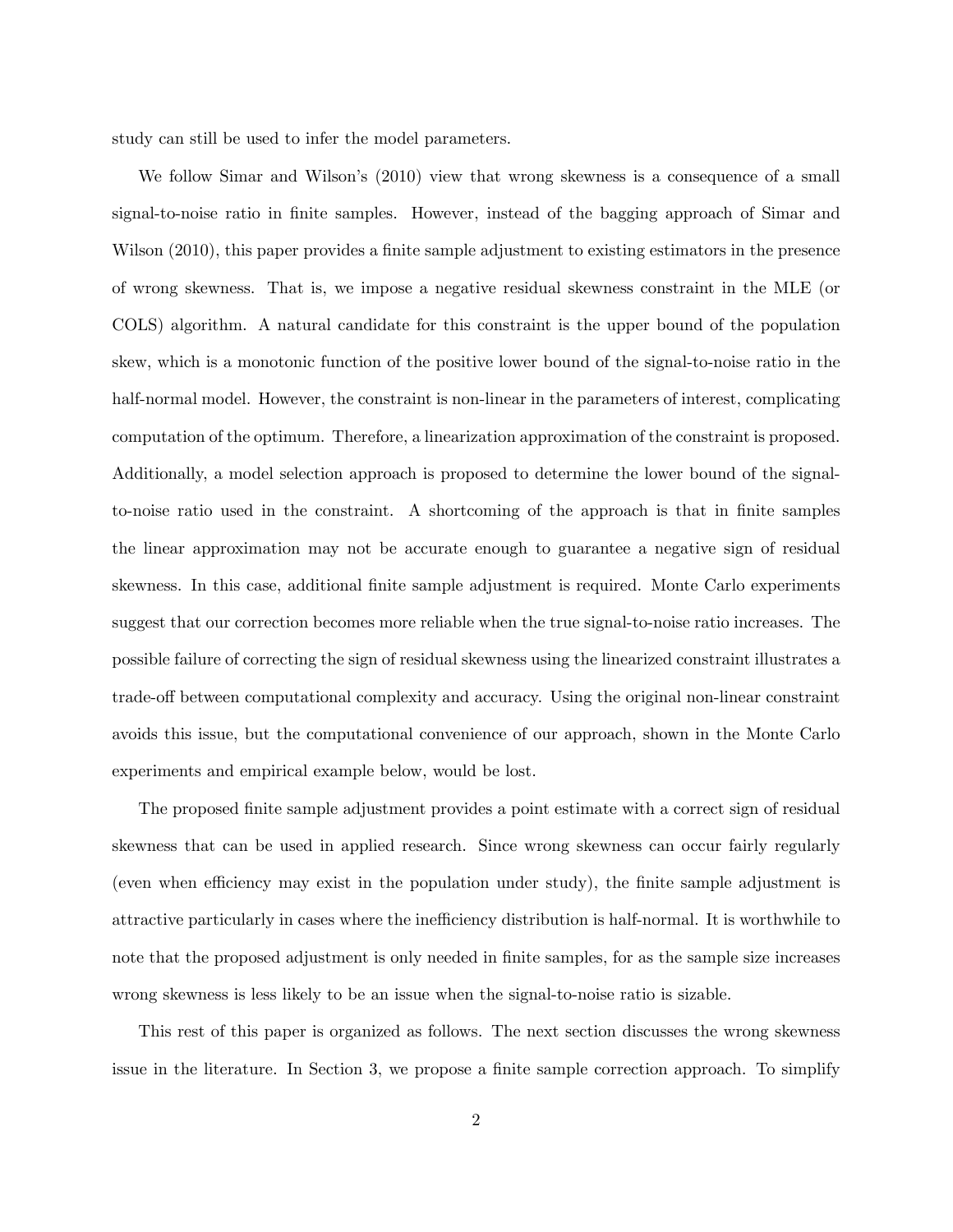study can still be used to infer the model parameters.

We follow Simar and Wilson's (2010) view that wrong skewness is a consequence of a small signal-to-noise ratio in finite samples. However, instead of the bagging approach of Simar and Wilson (2010), this paper provides a finite sample adjustment to existing estimators in the presence of wrong skewness. That is, we impose a negative residual skewness constraint in the MLE (or COLS) algorithm. A natural candidate for this constraint is the upper bound of the population skew, which is a monotonic function of the positive lower bound of the signal-to-noise ratio in the half-normal model. However, the constraint is non-linear in the parameters of interest, complicating computation of the optimum. Therefore, a linearization approximation of the constraint is proposed. Additionally, a model selection approach is proposed to determine the lower bound of the signal-to-noise ratio used in the constraint. A shortcoming of the approach is that in finite samples the linear approximation may not be accurate enough to guarantee a negative sign of residual skewness. In this case, additional finite sample adjustment is required. Monte Carlo experiments suggest that our correction becomes more reliable when the true signal-to-noise ratio increases. The possible failure of correcting the sign of residual skewness using the linearized constraint illustrates a trade-off between computational complexity and accuracy. Using the original non-linear constraint avoids this issue, but the computational convenience of our approach, shown in the Monte Carlo experiments and empirical example below, would be lost.

The proposed finite sample adjustment provides a point estimate with a correct sign of residual skewness that can be used in applied research. Since wrong skewness can occur fairly regularly (even when efficiency may exist in the population under study), the finite sample adjustment is attractive particularly in cases where the inefficiency distribution is half-normal. It is worthwhile to note that the proposed adjustment is only needed in finite samples, for as the sample size increases wrong skewness is less likely to be an issue when the signal-to-noise ratio is sizable.

This rest of this paper is organized as follows. The next section discusses the wrong skewness issue in the literature. In Section 3, we propose a finite sample correction approach. To simplify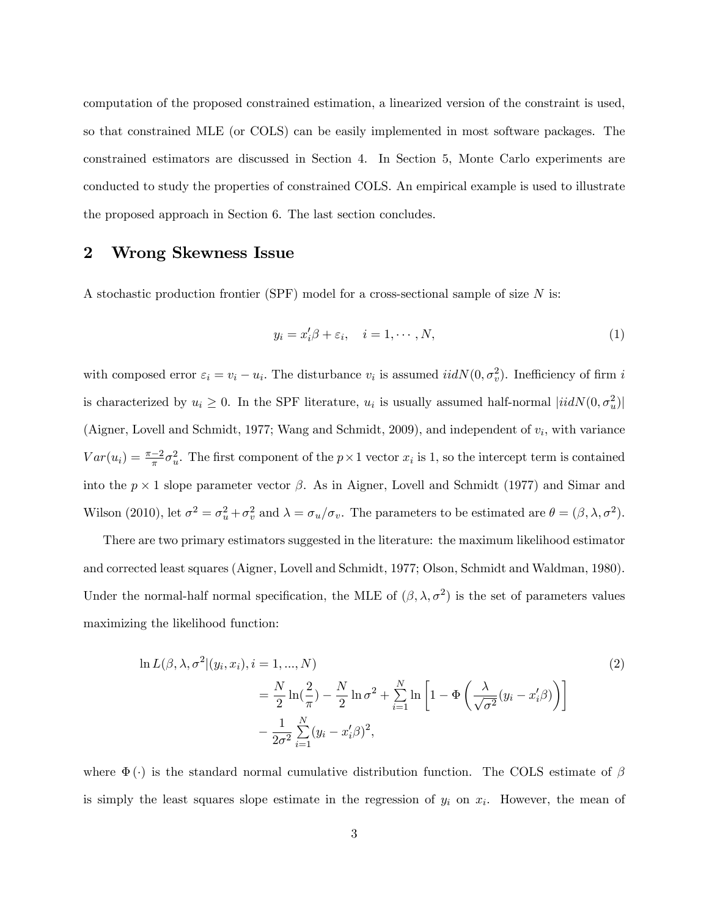computation of the proposed constrained estimation, a linearized version of the constraint is used, so that constrained MLE (or COLS) can be easily implemented in most software packages. The constrained estimators are discussed in Section 4. In Section 5, Monte Carlo experiments are conducted to study the properties of constrained COLS. An empirical example is used to illustrate the proposed approach in Section 6. The last section concludes.

## 2 Wrong Skewness Issue

A stochastic production frontier (SPF) model for a cross-sectional sample of size $N$ is:

$$y_i = x_i'\beta + \varepsilon_i, \quad i = 1, \cdots, N, \tag{1}$$

with composed error $\varepsilon_i = v_i - u_i$. The disturbance $v_i$ is assumed $iidN(0, \sigma_v^2)$. Inefficiency of firm $i$ is characterized by $u_i \geq 0$. In the SPF literature, $u_i$ is usually assumed half-normal $|iidN(0, \sigma_u^2)|$ (Aigner, Lovell and Schmidt, 1977; Wang and Schmidt, 2009), and independent of $v_i$, with variance $Var(u_i) = \frac{\pi-2}{\pi}\sigma_u^2$. The first component of the $p \times 1$ vector $x_i$ is 1, so the intercept term is contained into the $p \times 1$ slope parameter vector $\beta$. As in Aigner, Lovell and Schmidt (1977) and Simar and Wilson (2010), let $\sigma^2 = \sigma_u^2 + \sigma_v^2$ and $\lambda = \sigma_u / \sigma_v$. The parameters to be estimated are $\theta = (\beta, \lambda, \sigma^2)$.

There are two primary estimators suggested in the literature: the maximum likelihood estimator and corrected least squares (Aigner, Lovell and Schmidt, 1977; Olson, Schmidt and Waldman, 1980). Under the normal-half normal specification, the MLE of $(\beta, \lambda, \sigma^2)$ is the set of parameters values maximizing the likelihood function:

$$\begin{aligned}
&\ln L(\beta, \lambda, \sigma^2 | (y_i, x_i), i = 1, ..., N) \\
&\qquad = \frac{N}{2}\ln\left(\frac{2}{\pi}\right) - \frac{N}{2}\ln\sigma^2 + \sum_{i=1}^{N}\ln\left[1 - \Phi\left(\frac{\lambda}{\sqrt{\sigma^2}}(y_i - x_i'\beta)\right)\right] \\
&\qquad - \frac{1}{2\sigma^2}\sum_{i=1}^{N}(y_i - x_i'\beta)^2,
\end{aligned} \tag{2}$$

where $\Phi(\cdot)$ is the standard normal cumulative distribution function. The COLS estimate of $\beta$ is simply the least squares slope estimate in the regression of $y_i$ on $x_i$. However, the mean of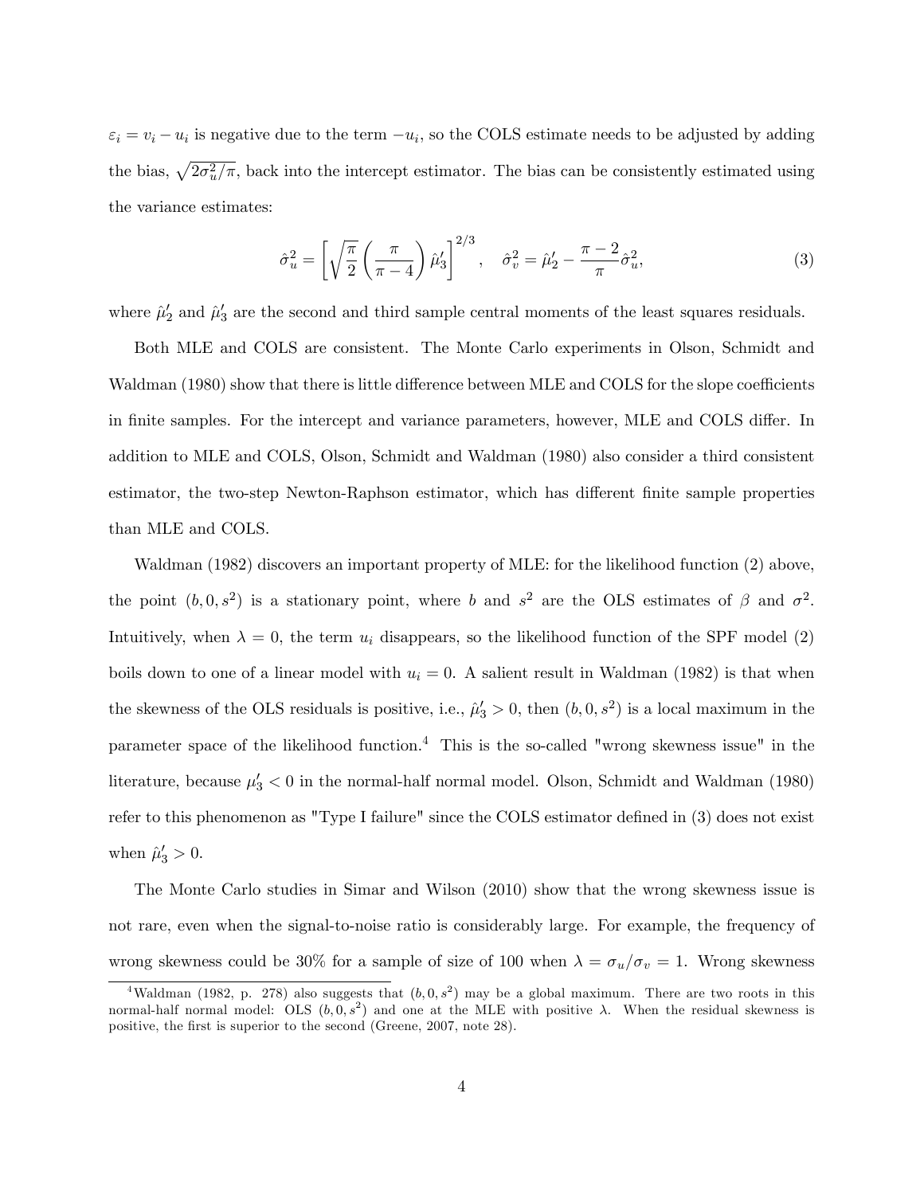$\varepsilon_i = v_i - u_i$ is negative due to the term $-u_i$, so the COLS estimate needs to be adjusted by adding the bias, $\sqrt{2\sigma_u^2/\pi}$, back into the intercept estimator. The bias can be consistently estimated using the variance estimates:

$$\hat{\sigma}_u^2 = \left[\sqrt{\frac{\pi}{2}}\left(\frac{\pi}{\pi-4}\right)\hat{\mu}_3'\right]^{2/3}, \quad \hat{\sigma}_v^2 = \hat{\mu}_2' - \frac{\pi-2}{\pi}\hat{\sigma}_u^2, \tag{3}$$

where $\hat{\mu}_2'$ and $\hat{\mu}_3'$ are the second and third sample central moments of the least squares residuals.

Both MLE and COLS are consistent. The Monte Carlo experiments in Olson, Schmidt and Waldman (1980) show that there is little difference between MLE and COLS for the slope coefficients in finite samples. For the intercept and variance parameters, however, MLE and COLS differ. In addition to MLE and COLS, Olson, Schmidt and Waldman (1980) also consider a third consistent estimator, the two-step Newton-Raphson estimator, which has different finite sample properties than MLE and COLS.

Waldman (1982) discovers an important property of MLE: for the likelihood function (2) above, the point $(b, 0, s^2)$ is a stationary point, where $b$ and $s^2$ are the OLS estimates of $\beta$ and $\sigma^2$. Intuitively, when $\lambda = 0$, the term $u_i$ disappears, so the likelihood function of the SPF model (2) boils down to one of a linear model with $u_i = 0$. A salient result in Waldman (1982) is that when the skewness of the OLS residuals is positive, i.e., $\hat{\mu}_3' > 0$, then $(b, 0, s^2)$ is a local maximum in the parameter space of the likelihood function.[4] This is the so-called "wrong skewness issue" in the literature, because $\mu_3' < 0$ in the normal-half normal model. Olson, Schmidt and Waldman (1980) refer to this phenomenon as "Type I failure" since the COLS estimator defined in (3) does not exist when $\hat{\mu}_3' > 0$.

The Monte Carlo studies in Simar and Wilson (2010) show that the wrong skewness issue is not rare, even when the signal-to-noise ratio is considerably large. For example, the frequency of wrong skewness could be 30% for a sample of size of 100 when $\lambda = \sigma_u/\sigma_v = 1$. Wrong skewness

[4] Waldman (1982, p. 278) also suggests that $(b, 0, s^2)$ may be a global maximum. There are two roots in this normal-half normal model: OLS $(b, 0, s^2)$ and one at the MLE with positive $\lambda$. When the residual skewness is positive, the first is superior to the second (Greene, 2007, note 28).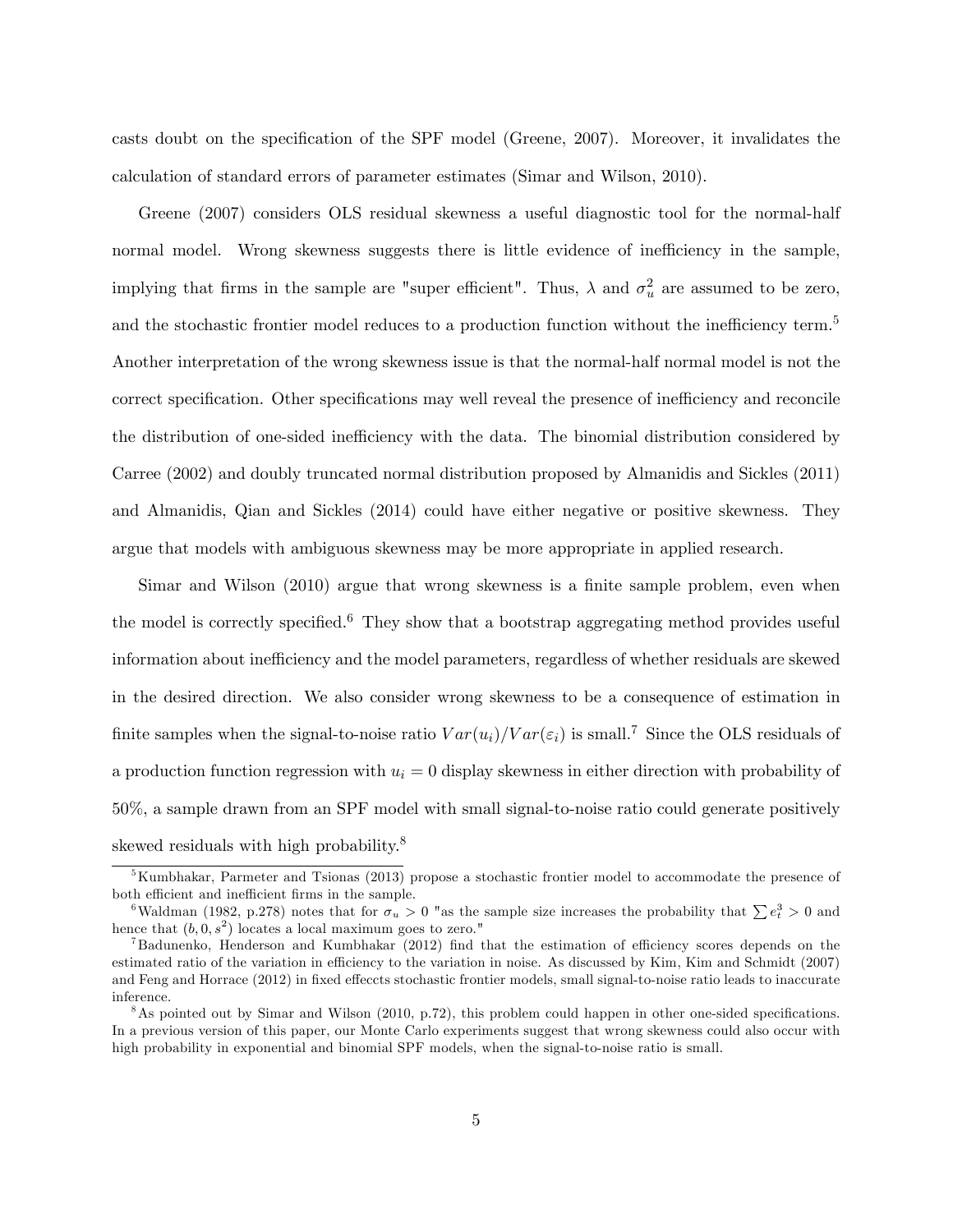casts doubt on the specification of the SPF model (Greene, 2007). Moreover, it invalidates the calculation of standard errors of parameter estimates (Simar and Wilson, 2010).

Greene (2007) considers OLS residual skewness a useful diagnostic tool for the normal-half normal model. Wrong skewness suggests there is little evidence of inefficiency in the sample, implying that firms in the sample are "super efficient". Thus, $\lambda$ and $\sigma_u^2$ are assumed to be zero, and the stochastic frontier model reduces to a production function without the inefficiency term.[5] Another interpretation of the wrong skewness issue is that the normal-half normal model is not the correct specification. Other specifications may well reveal the presence of inefficiency and reconcile the distribution of one-sided inefficiency with the data. The binomial distribution considered by Carree (2002) and doubly truncated normal distribution proposed by Almanidis and Sickles (2011) and Almanidis, Qian and Sickles (2014) could have either negative or positive skewness. They argue that models with ambiguous skewness may be more appropriate in applied research.

Simar and Wilson (2010) argue that wrong skewness is a finite sample problem, even when the model is correctly specified.[6] They show that a bootstrap aggregating method provides useful information about inefficiency and the model parameters, regardless of whether residuals are skewed in the desired direction. We also consider wrong skewness to be a consequence of estimation in finite samples when the signal-to-noise ratio $Var(u_i)/Var(\varepsilon_i)$ is small.[7] Since the OLS residuals of a production function regression with $u_i = 0$ display skewness in either direction with probability of 50%, a sample drawn from an SPF model with small signal-to-noise ratio could generate positively skewed residuals with high probability.[8]

---

[5] Kumbhakar, Parmeter and Tsionas (2013) propose a stochastic frontier model to accommodate the presence of both efficient and inefficient firms in the sample.

[6] Waldman (1982, p.278) notes that for $\sigma_u > 0$ "as the sample size increases the probability that $\sum e_t^3 > 0$ and hence that $(b, 0, s^2)$ locates a local maximum goes to zero."

[7] Badunenko, Henderson and Kumbhakar (2012) find that the estimation of efficiency scores depends on the estimated ratio of the variation in efficiency to the variation in noise. As discussed by Kim, Kim and Schmidt (2007) and Feng and Horrace (2012) in fixed effeccts stochastic frontier models, small signal-to-noise ratio leads to inaccurate inference.

[8] As pointed out by Simar and Wilson (2010, p.72), this problem could happen in other one-sided specifications. In a previous version of this paper, our Monte Carlo experiments suggest that wrong skewness could also occur with high probability in exponential and binomial SPF models, when the signal-to-noise ratio is small.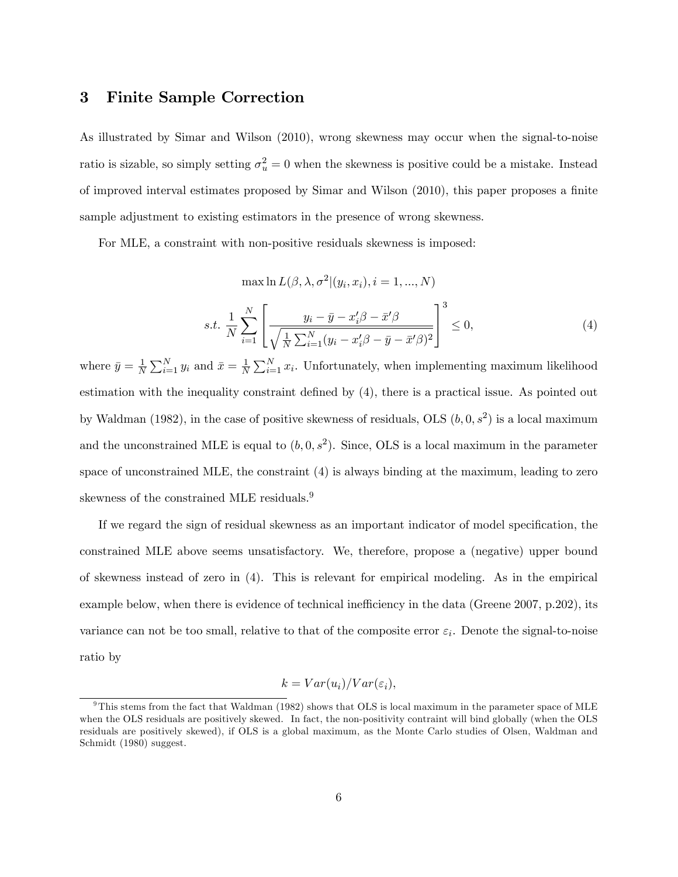## 3 Finite Sample Correction

As illustrated by Simar and Wilson (2010), wrong skewness may occur when the signal-to-noise ratio is sizable, so simply setting $\sigma_u^2 = 0$ when the skewness is positive could be a mistake. Instead of improved interval estimates proposed by Simar and Wilson (2010), this paper proposes a finite sample adjustment to existing estimators in the presence of wrong skewness.

For MLE, a constraint with non-positive residuals skewness is imposed:

$$\max \ln L(\beta, \lambda, \sigma^2 | (y_i, x_i), i = 1, ..., N)$$

$$s.t. \; \frac{1}{N} \sum_{i=1}^{N} \left[ \frac{y_i - \bar{y} - x_i'\beta - \bar{x}'\beta}{\sqrt{\frac{1}{N} \sum_{i=1}^{N} (y_i - x_i'\beta - \bar{y} - \bar{x}'\beta)^2}} \right]^3 \leq 0, \tag{4}$$

where $\bar{y} = \frac{1}{N} \sum_{i=1}^{N} y_i$ and $\bar{x} = \frac{1}{N} \sum_{i=1}^{N} x_i$. Unfortunately, when implementing maximum likelihood estimation with the inequality constraint defined by (4), there is a practical issue. As pointed out by Waldman (1982), in the case of positive skewness of residuals, OLS $(b, 0, s^2)$ is a local maximum and the unconstrained MLE is equal to $(b, 0, s^2)$. Since, OLS is a local maximum in the parameter space of unconstrained MLE, the constraint (4) is always binding at the maximum, leading to zero skewness of the constrained MLE residuals.[9]

If we regard the sign of residual skewness as an important indicator of model specification, the constrained MLE above seems unsatisfactory. We, therefore, propose a (negative) upper bound of skewness instead of zero in (4). This is relevant for empirical modeling. As in the empirical example below, when there is evidence of technical inefficiency in the data (Greene 2007, p.202), its variance can not be too small, relative to that of the composite error $\varepsilon_i$. Denote the signal-to-noise ratio by

$$k = Var(u_i)/Var(\varepsilon_i),$$

[9] This stems from the fact that Waldman (1982) shows that OLS is local maximum in the parameter space of MLE when the OLS residuals are positively skewed. In fact, the non-positivity contraint will bind globally (when the OLS residuals are positively skewed), if OLS is a global maximum, as the Monte Carlo studies of Olsen, Waldman and Schmidt (1980) suggest.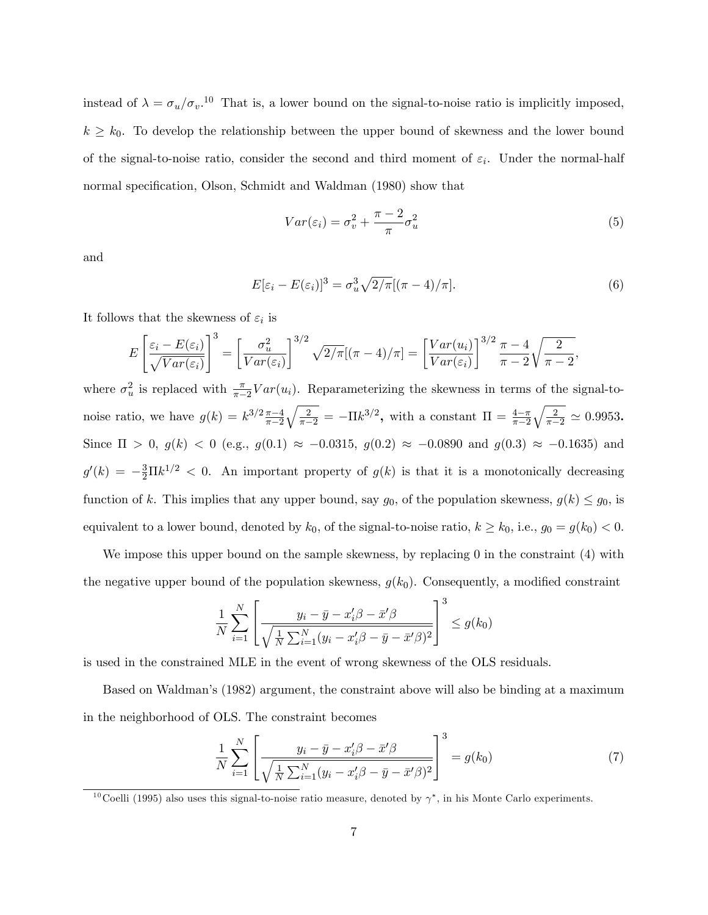instead of $\lambda = \sigma_u/\sigma_v$.[10] That is, a lower bound on the signal-to-noise ratio is implicitly imposed, $k \geq k_0$. To develop the relationship between the upper bound of skewness and the lower bound of the signal-to-noise ratio, consider the second and third moment of $\varepsilon_i$. Under the normal-half normal specification, Olson, Schmidt and Waldman (1980) show that

$$Var(\varepsilon_i) = \sigma_v^2 + \frac{\pi - 2}{\pi}\sigma_u^2 \tag{5}$$

and

$$E[\varepsilon_i - E(\varepsilon_i)]^3 = \sigma_u^3 \sqrt{2/\pi}[(\pi - 4)/\pi]. \tag{6}$$

It follows that the skewness of $\varepsilon_i$ is

$$E\left[\frac{\varepsilon_i - E(\varepsilon_i)}{\sqrt{Var(\varepsilon_i)}}\right]^3 = \left[\frac{\sigma_u^2}{Var(\varepsilon_i)}\right]^{3/2} \sqrt{2/\pi}[(\pi - 4)/\pi] = \left[\frac{Var(u_i)}{Var(\varepsilon_i)}\right]^{3/2} \frac{\pi - 4}{\pi - 2}\sqrt{\frac{2}{\pi - 2}},$$

where $\sigma_u^2$ is replaced with $\frac{\pi}{\pi-2}Var(u_i)$. Reparameterizing the skewness in terms of the signal-to-noise ratio, we have $g(k) = k^{3/2}\frac{\pi-4}{\pi-2}\sqrt{\frac{2}{\pi-2}} = -\Pi k^{3/2}$**,** with a constant $\Pi = \frac{4-\pi}{\pi-2}\sqrt{\frac{2}{\pi-2}} \simeq 0.9953$**.** Since $\Pi > 0$, $g(k) < 0$ (e.g., $g(0.1) \approx -0.0315$, $g(0.2) \approx -0.0890$ and $g(0.3) \approx -0.1635$) and $g'(k) = -\frac{3}{2}\Pi k^{1/2} < 0$. An important property of $g(k)$ is that it is a monotonically decreasing function of $k$. This implies that any upper bound, say $g_0$, of the population skewness, $g(k) \leq g_0$, is equivalent to a lower bound, denoted by $k_0$, of the signal-to-noise ratio, $k \geq k_0$, i.e., $g_0 = g(k_0) < 0$.

We impose this upper bound on the sample skewness, by replacing 0 in the constraint (4) with the negative upper bound of the population skewness, $g(k_0)$. Consequently, a modified constraint

$$\frac{1}{N}\sum_{i=1}^{N}\left[\frac{y_i - \bar{y} - x_i'\beta - \bar{x}'\beta}{\sqrt{\frac{1}{N}\sum_{i=1}^{N}(y_i - x_i'\beta - \bar{y} - \bar{x}'\beta)^2}}\right]^3 \leq g(k_0)$$

is used in the constrained MLE in the event of wrong skewness of the OLS residuals.

Based on Waldman's (1982) argument, the constraint above will also be binding at a maximum in the neighborhood of OLS. The constraint becomes

$$\frac{1}{N}\sum_{i=1}^{N}\left[\frac{y_i - \bar{y} - x_i'\beta - \bar{x}'\beta}{\sqrt{\frac{1}{N}\sum_{i=1}^{N}(y_i - x_i'\beta - \bar{y} - \bar{x}'\beta)^2}}\right]^3 = g(k_0) \tag{7}$$

[10] Coelli (1995) also uses this signal-to-noise ratio measure, denoted by $\gamma^*$, in his Monte Carlo experiments.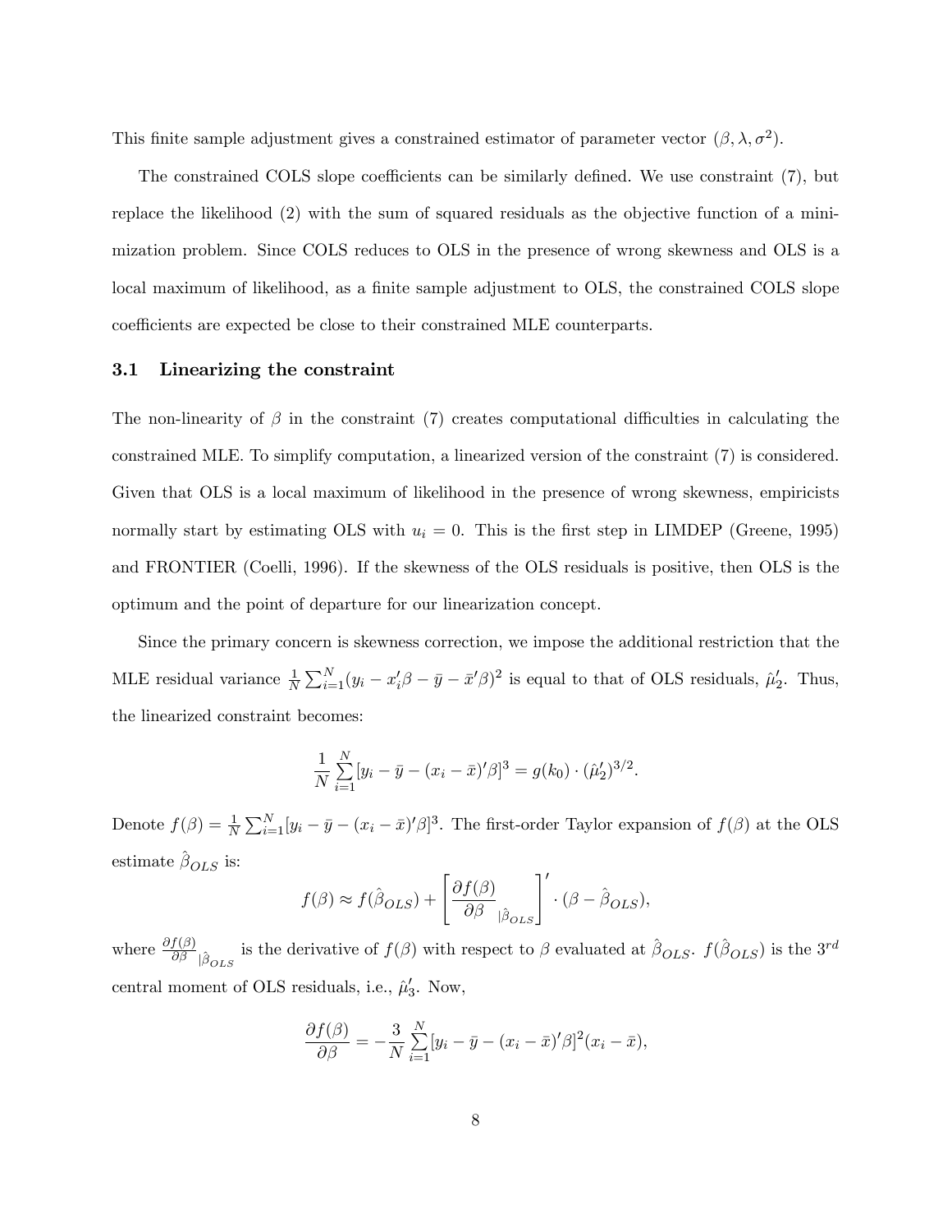This finite sample adjustment gives a constrained estimator of parameter vector $(\beta, \lambda, \sigma^2)$.

The constrained COLS slope coefficients can be similarly defined. We use constraint (7), but replace the likelihood (2) with the sum of squared residuals as the objective function of a minimization problem. Since COLS reduces to OLS in the presence of wrong skewness and OLS is a local maximum of likelihood, as a finite sample adjustment to OLS, the constrained COLS slope coefficients are expected be close to their constrained MLE counterparts.

### 3.1 Linearizing the constraint

The non-linearity of $\beta$ in the constraint (7) creates computational difficulties in calculating the constrained MLE. To simplify computation, a linearized version of the constraint (7) is considered. Given that OLS is a local maximum of likelihood in the presence of wrong skewness, empiricists normally start by estimating OLS with $u_i = 0$. This is the first step in LIMDEP (Greene, 1995) and FRONTIER (Coelli, 1996). If the skewness of the OLS residuals is positive, then OLS is the optimum and the point of departure for our linearization concept.

Since the primary concern is skewness correction, we impose the additional restriction that the MLE residual variance $\frac{1}{N}\sum_{i=1}^{N}(y_i - x_i'\beta - \bar{y} - \bar{x}'\beta)^2$ is equal to that of OLS residuals, $\hat{\mu}_2'$. Thus, the linearized constraint becomes:

$$\frac{1}{N}\sum_{i=1}^{N}[y_i - \bar{y} - (x_i - \bar{x})'\beta]^3 = g(k_0) \cdot (\hat{\mu}_2')^{3/2}.$$

Denote $f(\beta) = \frac{1}{N}\sum_{i=1}^{N}[y_i - \bar{y} - (x_i - \bar{x})'\beta]^3$. The first-order Taylor expansion of $f(\beta)$ at the OLS estimate $\hat{\beta}_{OLS}$ is:

$$f(\beta) \approx f(\hat{\beta}_{OLS}) + \left[\frac{\partial f(\beta)}{\partial \beta}_{|\hat{\beta}_{OLS}}\right]' \cdot (\beta - \hat{\beta}_{OLS}),$$

where $\frac{\partial f(\beta)}{\partial \beta}_{|\hat{\beta}_{OLS}}$ is the derivative of $f(\beta)$ with respect to $\beta$ evaluated at $\hat{\beta}_{OLS}$. $f(\hat{\beta}_{OLS})$ is the $3^{rd}$ central moment of OLS residuals, i.e., $\hat{\mu}_3'$. Now,

$$\frac{\partial f(\beta)}{\partial \beta} = -\frac{3}{N}\sum_{i=1}^{N}[y_i - \bar{y} - (x_i - \bar{x})'\beta]^2(x_i - \bar{x}),$$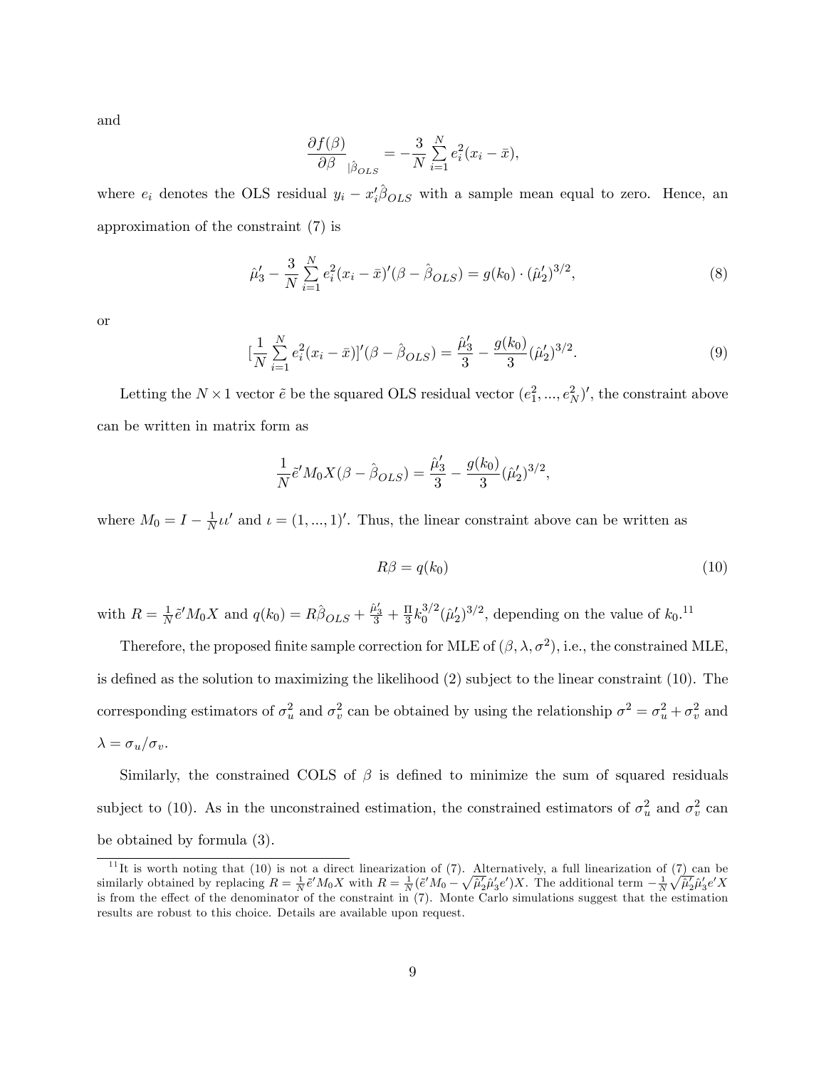and

$$\frac{\partial f(\beta)}{\partial \beta}_{|\hat{\beta}_{OLS}} = -\frac{3}{N}\sum_{i=1}^{N} e_i^2 (x_i - \bar{x}),$$

where $e_i$ denotes the OLS residual $y_i - x_i'\hat{\beta}_{OLS}$ with a sample mean equal to zero. Hence, an approximation of the constraint (7) is

$$\hat{\mu}_3' - \frac{3}{N}\sum_{i=1}^{N} e_i^2 (x_i - \bar{x})'(\beta - \hat{\beta}_{OLS}) = g(k_0) \cdot (\hat{\mu}_2')^{3/2}, \tag{8}$$

or

$$[\frac{1}{N}\sum_{i=1}^{N} e_i^2 (x_i - \bar{x})]'(\beta - \hat{\beta}_{OLS}) = \frac{\hat{\mu}_3'}{3} - \frac{g(k_0)}{3}(\hat{\mu}_2')^{3/2}. \tag{9}$$

Letting the $N \times 1$ vector $\tilde{e}$ be the squared OLS residual vector $(e_1^2, ..., e_N^2)'$, the constraint above can be written in matrix form as

$$\frac{1}{N}\tilde{e}' M_0 X(\beta - \hat{\beta}_{OLS}) = \frac{\hat{\mu}_3'}{3} - \frac{g(k_0)}{3}(\hat{\mu}_2')^{3/2},$$

where $M_0 = I - \frac{1}{N}\iota\iota'$ and $\iota = (1, ..., 1)'$. Thus, the linear constraint above can be written as

$$R\beta = q(k_0) \tag{10}$$

with $R = \frac{1}{N}\tilde{e}' M_0 X$ and $q(k_0) = R\hat{\beta}_{OLS} + \frac{\hat{\mu}_3'}{3} + \frac{\Pi}{3}k_0^{3/2}(\hat{\mu}_2')^{3/2}$, depending on the value of $k_0$.[11]

Therefore, the proposed finite sample correction for MLE of $(\beta, \lambda, \sigma^2)$, i.e., the constrained MLE, is defined as the solution to maximizing the likelihood (2) subject to the linear constraint (10). The corresponding estimators of $\sigma_u^2$ and $\sigma_v^2$ can be obtained by using the relationship $\sigma^2 = \sigma_u^2 + \sigma_v^2$ and $\lambda = \sigma_u/\sigma_v$.

Similarly, the constrained COLS of $\beta$ is defined to minimize the sum of squared residuals subject to (10). As in the unconstrained estimation, the constrained estimators of $\sigma_u^2$ and $\sigma_v^2$ can be obtained by formula (3).

[11] It is worth noting that (10) is not a direct linearization of (7). Alternatively, a full linearization of (7) can be similarly obtained by replacing $R = \frac{1}{N}\tilde{e}' M_0 X$ with $R = \frac{1}{N}(\tilde{e}' M_0 - \sqrt{\hat{\mu}_2'}\hat{\mu}_3' e')X$. The additional term $-\frac{1}{N}\sqrt{\hat{\mu}_2'}\hat{\mu}_3' e' X$ is from the effect of the denominator of the constraint in (7). Monte Carlo simulations suggest that the estimation results are robust to this choice. Details are available upon request.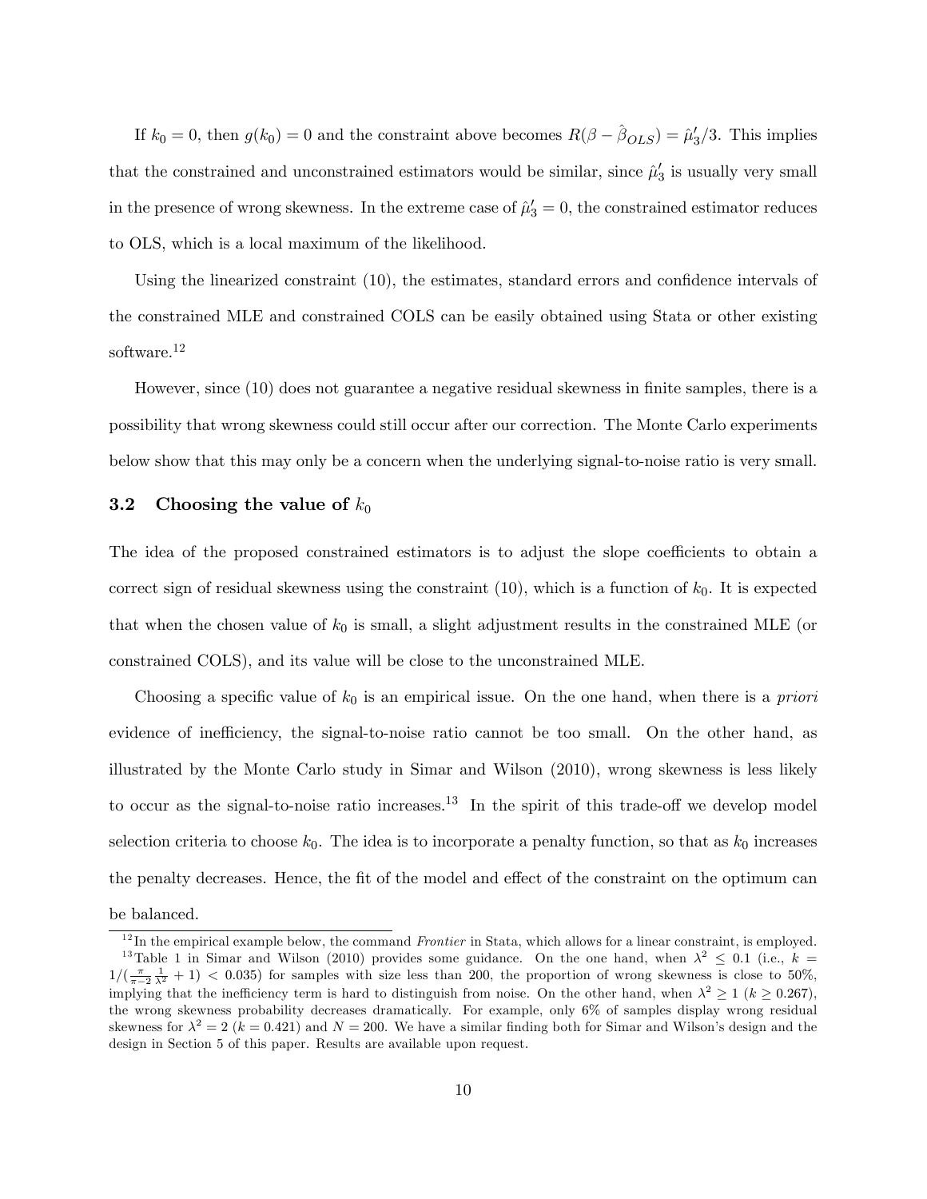If $k_0 = 0$, then $g(k_0) = 0$ and the constraint above becomes $R(\beta - \hat{\beta}_{OLS}) = \hat{\mu}'_3/3$. This implies that the constrained and unconstrained estimators would be similar, since $\hat{\mu}'_3$ is usually very small in the presence of wrong skewness. In the extreme case of $\hat{\mu}'_3 = 0$, the constrained estimator reduces to OLS, which is a local maximum of the likelihood.

Using the linearized constraint (10), the estimates, standard errors and confidence intervals of the constrained MLE and constrained COLS can be easily obtained using Stata or other existing software.[12]

However, since (10) does not guarantee a negative residual skewness in finite samples, there is a possibility that wrong skewness could still occur after our correction. The Monte Carlo experiments below show that this may only be a concern when the underlying signal-to-noise ratio is very small.

### 3.2 Choosing the value of $k_0$

The idea of the proposed constrained estimators is to adjust the slope coefficients to obtain a correct sign of residual skewness using the constraint (10), which is a function of $k_0$. It is expected that when the chosen value of $k_0$ is small, a slight adjustment results in the constrained MLE (or constrained COLS), and its value will be close to the unconstrained MLE.

Choosing a specific value of $k_0$ is an empirical issue. On the one hand, when there is a *priori* evidence of inefficiency, the signal-to-noise ratio cannot be too small. On the other hand, as illustrated by the Monte Carlo study in Simar and Wilson (2010), wrong skewness is less likely to occur as the signal-to-noise ratio increases.[13] In the spirit of this trade-off we develop model selection criteria to choose $k_0$. The idea is to incorporate a penalty function, so that as $k_0$ increases the penalty decreases. Hence, the fit of the model and effect of the constraint on the optimum can be balanced.

[12] In the empirical example below, the command *Frontier* in Stata, which allows for a linear constraint, is employed.

[13] Table 1 in Simar and Wilson (2010) provides some guidance. On the one hand, when $\lambda^2 \leq 0.1$ (i.e., $k = 1/(\frac{\pi}{\pi-2}\frac{1}{\lambda^2} + 1) < 0.035$) for samples with size less than 200, the proportion of wrong skewness is close to 50%, implying that the inefficiency term is hard to distinguish from noise. On the other hand, when $\lambda^2 \geq 1$ ($k \geq 0.267$), the wrong skewness probability decreases dramatically. For example, only 6% of samples display wrong residual skewness for $\lambda^2 = 2$ ($k = 0.421$) and $N = 200$. We have a similar finding both for Simar and Wilson's design and the design in Section 5 of this paper. Results are available upon request.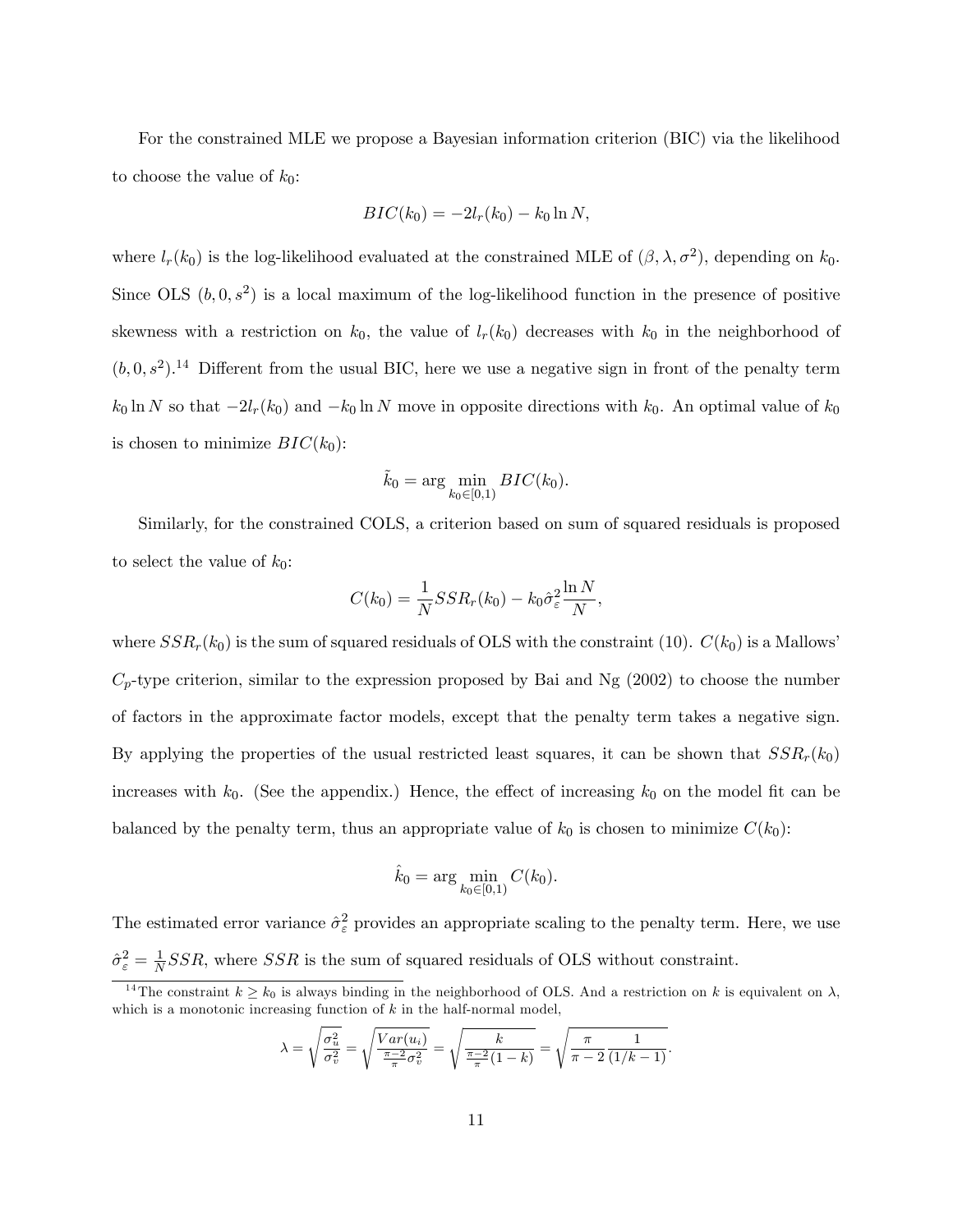For the constrained MLE we propose a Bayesian information criterion (BIC) via the likelihood to choose the value of $k_0$:

$$BIC(k_0) = -2l_r(k_0) - k_0 \ln N,$$

where $l_r(k_0)$ is the log-likelihood evaluated at the constrained MLE of $(\beta, \lambda, \sigma^2)$, depending on $k_0$. Since OLS $(b, 0, s^2)$ is a local maximum of the log-likelihood function in the presence of positive skewness with a restriction on $k_0$, the value of $l_r(k_0)$ decreases with $k_0$ in the neighborhood of $(b, 0, s^2)$.[14] Different from the usual BIC, here we use a negative sign in front of the penalty term $k_0 \ln N$ so that $-2l_r(k_0)$ and $-k_0 \ln N$ move in opposite directions with $k_0$. An optimal value of $k_0$ is chosen to minimize $BIC(k_0)$:

$$\tilde{k}_0 = \arg \min_{k_0 \in [0,1)} BIC(k_0).$$

Similarly, for the constrained COLS, a criterion based on sum of squared residuals is proposed to select the value of $k_0$:

$$C(k_0) = \frac{1}{N} SSR_r(k_0) - k_0 \hat{\sigma}_\varepsilon^2 \frac{\ln N}{N},$$

where $SSR_r(k_0)$ is the sum of squared residuals of OLS with the constraint (10). $C(k_0)$ is a Mallows' $C_p$-type criterion, similar to the expression proposed by Bai and Ng (2002) to choose the number of factors in the approximate factor models, except that the penalty term takes a negative sign. By applying the properties of the usual restricted least squares, it can be shown that $SSR_r(k_0)$ increases with $k_0$. (See the appendix.) Hence, the effect of increasing $k_0$ on the model fit can be balanced by the penalty term, thus an appropriate value of $k_0$ is chosen to minimize $C(k_0)$:

$$\hat{k}_0 = \arg \min_{k_0 \in [0,1)} C(k_0).$$

The estimated error variance $\hat{\sigma}_\varepsilon^2$ provides an appropriate scaling to the penalty term. Here, we use $\hat{\sigma}_\varepsilon^2 = \frac{1}{N} SSR$, where $SSR$ is the sum of squared residuals of OLS without constraint.

[14] The constraint $k \geq k_0$ is always binding in the neighborhood of OLS. And a restriction on $k$ is equivalent on $\lambda$, which is a monotonic increasing function of $k$ in the half-normal model,

$$\lambda = \sqrt{\frac{\sigma_u^2}{\sigma_v^2}} = \sqrt{\frac{Var(u_i)}{\frac{\pi-2}{\pi}\sigma_v^2}} = \sqrt{\frac{k}{\frac{\pi-2}{\pi}(1-k)}} = \sqrt{\frac{\pi}{\pi-2} \frac{1}{(1/k-1)}}.$$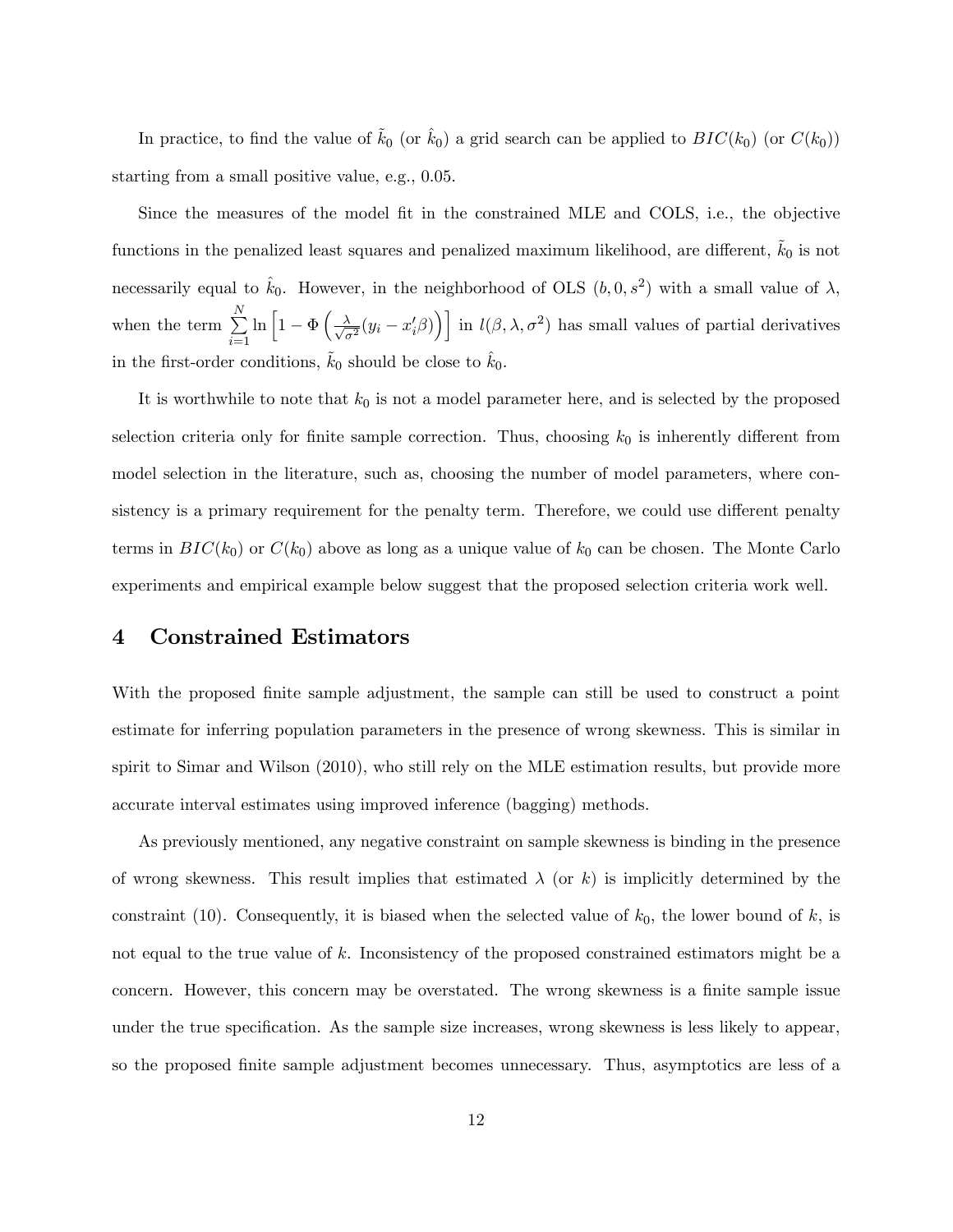In practice, to find the value of $\tilde{k}_0$ (or $\hat{k}_0$) a grid search can be applied to $BIC(k_0)$ (or $C(k_0)$) starting from a small positive value, e.g., 0.05.

Since the measures of the model fit in the constrained MLE and COLS, i.e., the objective functions in the penalized least squares and penalized maximum likelihood, are different, $\tilde{k}_0$ is not necessarily equal to $\hat{k}_0$. However, in the neighborhood of OLS $(b, 0, s^2)$ with a small value of $\lambda$, when the term $\sum_{i=1}^{N} \ln \left[1 - \Phi\left(\frac{\lambda}{\sqrt{\sigma^2}}(y_i - x_i'\beta)\right)\right]$ in $l(\beta, \lambda, \sigma^2)$ has small values of partial derivatives in the first-order conditions, $\tilde{k}_0$ should be close to $\hat{k}_0$.

It is worthwhile to note that $k_0$ is not a model parameter here, and is selected by the proposed selection criteria only for finite sample correction. Thus, choosing $k_0$ is inherently different from model selection in the literature, such as, choosing the number of model parameters, where consistency is a primary requirement for the penalty term. Therefore, we could use different penalty terms in $BIC(k_0)$ or $C(k_0)$ above as long as a unique value of $k_0$ can be chosen. The Monte Carlo experiments and empirical example below suggest that the proposed selection criteria work well.

# 4 Constrained Estimators

With the proposed finite sample adjustment, the sample can still be used to construct a point estimate for inferring population parameters in the presence of wrong skewness. This is similar in spirit to Simar and Wilson (2010), who still rely on the MLE estimation results, but provide more accurate interval estimates using improved inference (bagging) methods.

As previously mentioned, any negative constraint on sample skewness is binding in the presence of wrong skewness. This result implies that estimated $\lambda$ (or $k$) is implicitly determined by the constraint (10). Consequently, it is biased when the selected value of $k_0$, the lower bound of $k$, is not equal to the true value of $k$. Inconsistency of the proposed constrained estimators might be a concern. However, this concern may be overstated. The wrong skewness is a finite sample issue under the true specification. As the sample size increases, wrong skewness is less likely to appear, so the proposed finite sample adjustment becomes unnecessary. Thus, asymptotics are less of a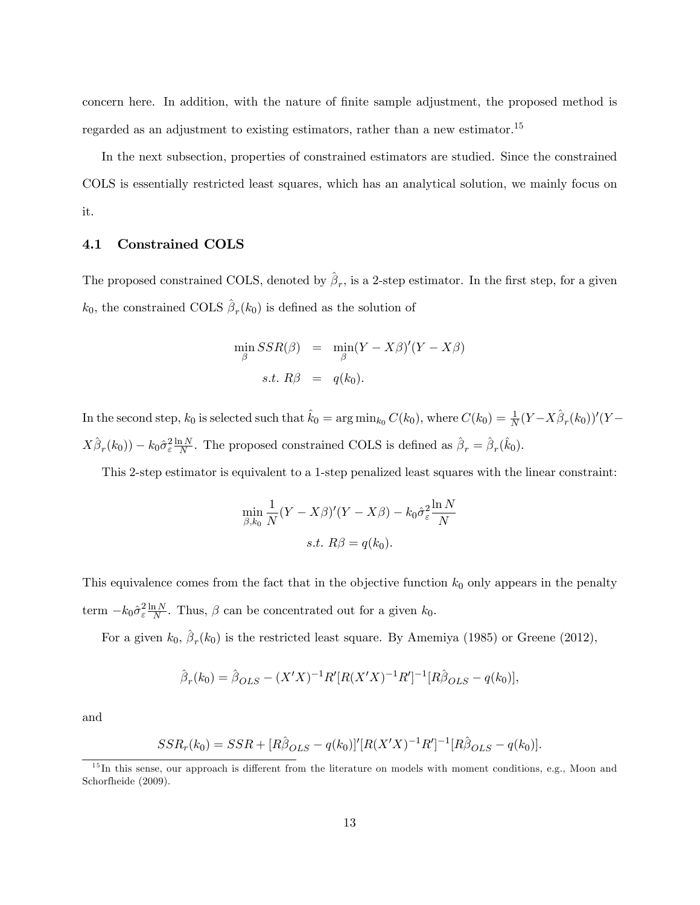concern here. In addition, with the nature of finite sample adjustment, the proposed method is regarded as an adjustment to existing estimators, rather than a new estimator.[15]

In the next subsection, properties of constrained estimators are studied. Since the constrained COLS is essentially restricted least squares, which has an analytical solution, we mainly focus on it.

### 4.1 Constrained COLS

The proposed constrained COLS, denoted by $\hat{\beta}_r$, is a 2-step estimator. In the first step, for a given $k_0$, the constrained COLS $\hat{\beta}_r(k_0)$ is defined as the solution of

$$\begin{aligned} \min_{\beta} SSR(\beta) &= \min_{\beta}(Y - X\beta)'(Y - X\beta) \\ s.t.\ R\beta &= q(k_0). \end{aligned}$$

In the second step, $k_0$ is selected such that $\hat{k}_0 = \arg\min_{k_0} C(k_0)$, where $C(k_0) = \frac{1}{N}(Y - X\hat{\beta}_r(k_0))'(Y - X\hat{\beta}_r(k_0)) - k_0\hat{\sigma}_\varepsilon^2 \frac{\ln N}{N}$. The proposed constrained COLS is defined as $\hat{\beta}_r = \hat{\beta}_r(\hat{k}_0)$.

This 2-step estimator is equivalent to a 1-step penalized least squares with the linear constraint:

$$\min_{\beta, k_0} \frac{1}{N}(Y - X\beta)'(Y - X\beta) - k_0\hat{\sigma}_\varepsilon^2 \frac{\ln N}{N}$$
$$s.t.\ R\beta = q(k_0).$$

This equivalence comes from the fact that in the objective function $k_0$ only appears in the penalty term $-k_0\hat{\sigma}_\varepsilon^2 \frac{\ln N}{N}$. Thus, $\beta$ can be concentrated out for a given $k_0$.

For a given $k_0$, $\hat{\beta}_r(k_0)$ is the restricted least square. By Amemiya (1985) or Greene (2012),

$$\hat{\beta}_r(k_0) = \hat{\beta}_{OLS} - (X'X)^{-1}R'[R(X'X)^{-1}R']^{-1}[R\hat{\beta}_{OLS} - q(k_0)],$$

and

$$SSR_r(k_0) = SSR + [R\hat{\beta}_{OLS} - q(k_0)]'[R(X'X)^{-1}R']^{-1}[R\hat{\beta}_{OLS} - q(k_0)].$$

[15] In this sense, our approach is different from the literature on models with moment conditions, e.g., Moon and Schorfheide (2009).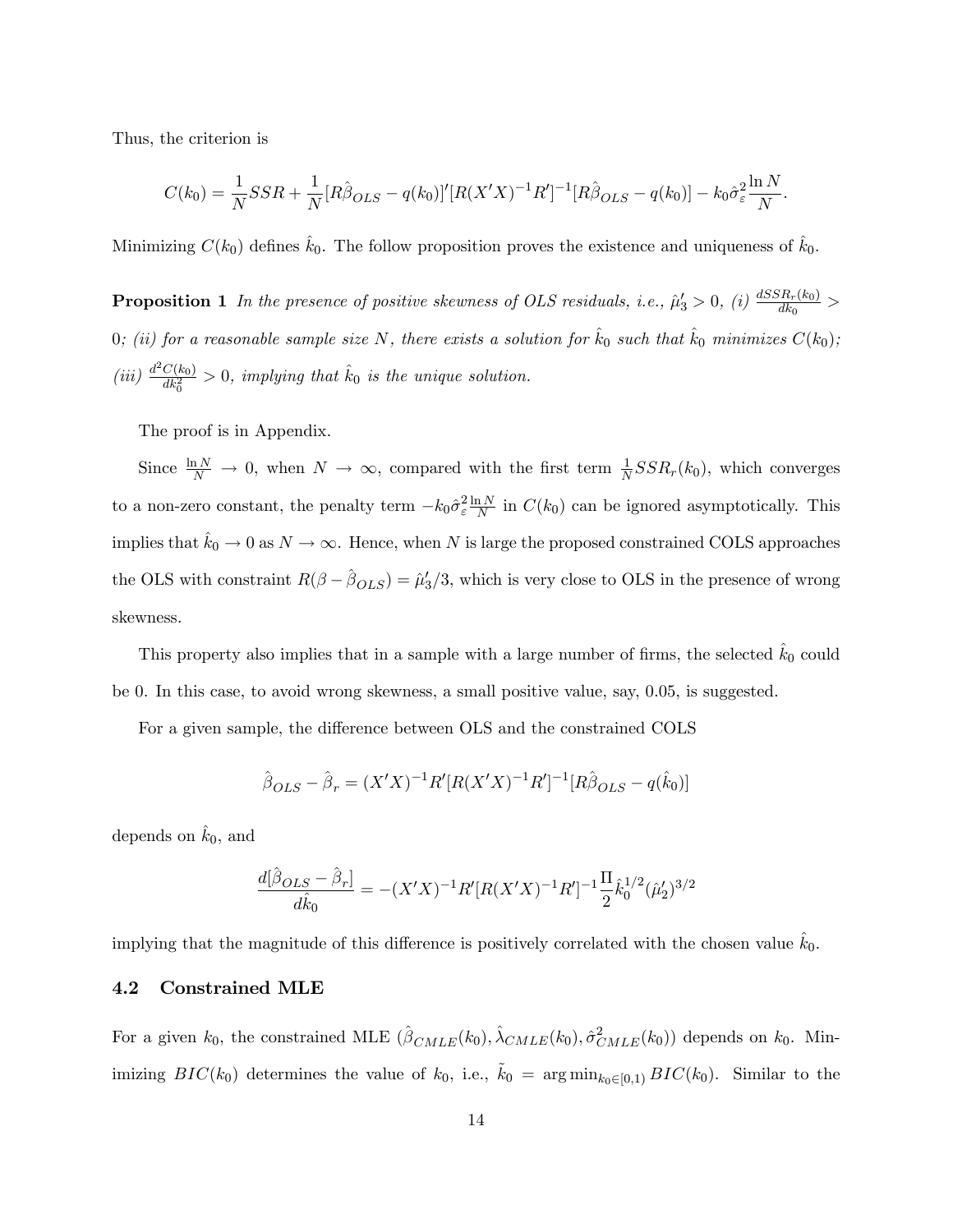Thus, the criterion is

$$C(k_0) = \frac{1}{N}SSR + \frac{1}{N}[R\hat{\beta}_{OLS} - q(k_0)]'[R(X'X)^{-1}R']^{-1}[R\hat{\beta}_{OLS} - q(k_0)] - k_0\hat{\sigma}_\varepsilon^2\frac{\ln N}{N}.$$

Minimizing $C(k_0)$ defines $\hat{k}_0$. The follow proposition proves the existence and uniqueness of $\hat{k}_0$.

**Proposition 1** *In the presence of positive skewness of OLS residuals, i.e., $\hat{\mu}_3' > 0$, (i) $\frac{dSSR_r(k_0)}{dk_0} > 0$; (ii) for a reasonable sample size $N$, there exists a solution for $\hat{k}_0$ such that $\hat{k}_0$ minimizes $C(k_0)$; (iii) $\frac{d^2C(k_0)}{dk_0^2} > 0$, implying that $\hat{k}_0$ is the unique solution.*

The proof is in Appendix.

Since $\frac{\ln N}{N} \to 0$, when $N \to \infty$, compared with the first term $\frac{1}{N}SSR_r(k_0)$, which converges to a non-zero constant, the penalty term $-k_0\hat{\sigma}_\varepsilon^2\frac{\ln N}{N}$ in $C(k_0)$ can be ignored asymptotically. This implies that $\hat{k}_0 \to 0$ as $N \to \infty$. Hence, when $N$ is large the proposed constrained COLS approaches the OLS with constraint $R(\beta - \hat{\beta}_{OLS}) = \hat{\mu}_3'/3$, which is very close to OLS in the presence of wrong skewness.

This property also implies that in a sample with a large number of firms, the selected $\hat{k}_0$ could be 0. In this case, to avoid wrong skewness, a small positive value, say, 0.05, is suggested.

For a given sample, the difference between OLS and the constrained COLS

$$\hat{\beta}_{OLS} - \hat{\beta}_r = (X'X)^{-1}R'[R(X'X)^{-1}R']^{-1}[R\hat{\beta}_{OLS} - q(\hat{k}_0)]$$

depends on $\hat{k}_0$, and

$$\frac{d[\hat{\beta}_{OLS} - \hat{\beta}_r]}{d\hat{k}_0} = -(X'X)^{-1}R'[R(X'X)^{-1}R']^{-1}\frac{\Pi}{2}\hat{k}_0^{1/2}(\hat{\mu}_2')^{3/2}$$

implying that the magnitude of this difference is positively correlated with the chosen value $\hat{k}_0$.

### 4.2 Constrained MLE

For a given $k_0$, the constrained MLE $(\hat{\beta}_{CMLE}(k_0), \hat{\lambda}_{CMLE}(k_0), \hat{\sigma}^2_{CMLE}(k_0))$ depends on $k_0$. Minimizing $BIC(k_0)$ determines the value of $k_0$, i.e., $\tilde{k}_0 = \arg\min_{k_0 \in [0,1)} BIC(k_0)$. Similar to the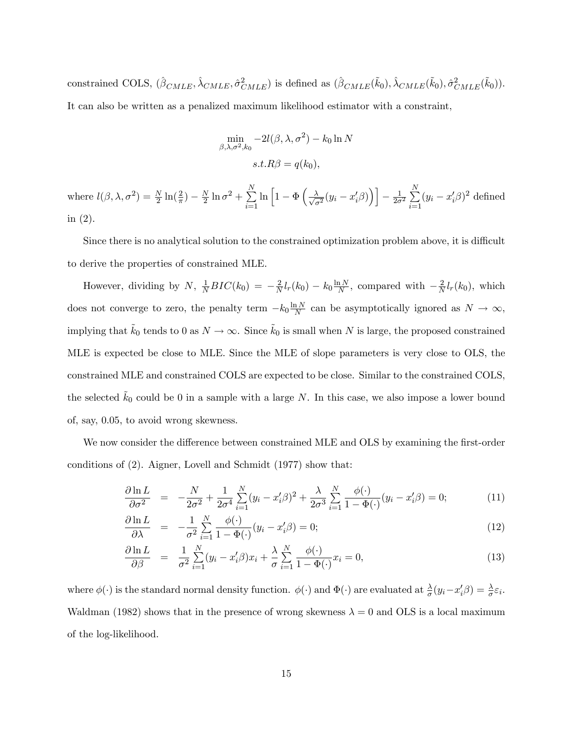constrained COLS, $(\hat{\beta}_{CMLE}, \hat{\lambda}_{CMLE}, \hat{\sigma}^2_{CMLE})$ is defined as $(\hat{\beta}_{CMLE}(\tilde{k}_0), \hat{\lambda}_{CMLE}(\tilde{k}_0), \hat{\sigma}^2_{CMLE}(\tilde{k}_0))$. It can also be written as a penalized maximum likelihood estimator with a constraint,

$$\min_{\beta,\lambda,\sigma^2,k_0} -2l(\beta,\lambda,\sigma^2) - k_0 \ln N$$
$$s.t. R\beta = q(k_0),$$

where $l(\beta,\lambda,\sigma^2) = \frac{N}{2}\ln(\frac{2}{\pi}) - \frac{N}{2}\ln\sigma^2 + \sum_{i=1}^{N}\ln\left[1 - \Phi\left(\frac{\lambda}{\sqrt{\sigma^2}}(y_i - x_i'\beta)\right)\right] - \frac{1}{2\sigma^2}\sum_{i=1}^{N}(y_i - x_i'\beta)^2$ defined in (2).

Since there is no analytical solution to the constrained optimization problem above, it is difficult to derive the properties of constrained MLE.

However, dividing by $N$, $\frac{1}{N}BIC(k_0) = -\frac{2}{N}l_r(k_0) - k_0\frac{\ln N}{N}$, compared with $-\frac{2}{N}l_r(k_0)$, which does not converge to zero, the penalty term $-k_0\frac{\ln N}{N}$ can be asymptotically ignored as $N \to \infty$, implying that $\tilde{k}_0$ tends to 0 as $N \to \infty$. Since $\tilde{k}_0$ is small when $N$ is large, the proposed constrained MLE is expected be close to MLE. Since the MLE of slope parameters is very close to OLS, the constrained MLE and constrained COLS are expected to be close. Similar to the constrained COLS, the selected $\tilde{k}_0$ could be 0 in a sample with a large $N$. In this case, we also impose a lower bound of, say, 0.05, to avoid wrong skewness.

We now consider the difference between constrained MLE and OLS by examining the first-order conditions of (2). Aigner, Lovell and Schmidt (1977) show that:

$$\frac{\partial \ln L}{\partial \sigma^2} = -\frac{N}{2\sigma^2} + \frac{1}{2\sigma^4}\sum_{i=1}^{N}(y_i - x_i'\beta)^2 + \frac{\lambda}{2\sigma^3}\sum_{i=1}^{N}\frac{\phi(\cdot)}{1-\Phi(\cdot)}(y_i - x_i'\beta) = 0; \tag{11}$$

$$\frac{\partial \ln L}{\partial \lambda} = -\frac{1}{\sigma^2}\sum_{i=1}^{N}\frac{\phi(\cdot)}{1-\Phi(\cdot)}(y_i - x_i'\beta) = 0; \tag{12}$$

$$\frac{\partial \ln L}{\partial \beta} = \frac{1}{\sigma^2}\sum_{i=1}^{N}(y_i - x_i'\beta)x_i + \frac{\lambda}{\sigma}\sum_{i=1}^{N}\frac{\phi(\cdot)}{1-\Phi(\cdot)}x_i = 0, \tag{13}$$

where $\phi(\cdot)$ is the standard normal density function. $\phi(\cdot)$ and $\Phi(\cdot)$ are evaluated at $\frac{\lambda}{\sigma}(y_i - x_i'\beta) = \frac{\lambda}{\sigma}\varepsilon_i$. Waldman (1982) shows that in the presence of wrong skewness $\lambda = 0$ and OLS is a local maximum of the log-likelihood.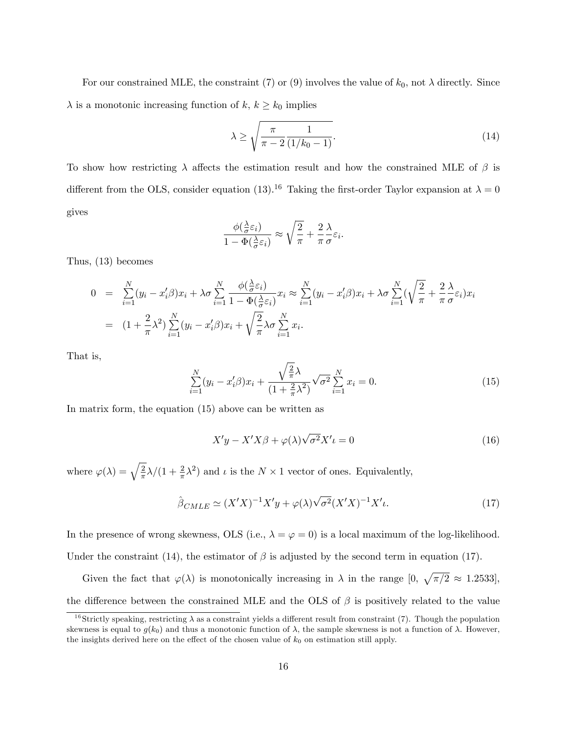For our constrained MLE, the constraint (7) or (9) involves the value of $k_0$, not $\lambda$ directly. Since $\lambda$ is a monotonic increasing function of $k$, $k \geq k_0$ implies

$$\lambda \geq \sqrt{\frac{\pi}{\pi - 2} \frac{1}{(1/k_0 - 1)}}. \tag{14}$$

To show how restricting $\lambda$ affects the estimation result and how the constrained MLE of $\beta$ is different from the OLS, consider equation (13).[16] Taking the first-order Taylor expansion at $\lambda = 0$ gives

$$\frac{\phi(\frac{\lambda}{\sigma}\varepsilon_i)}{1 - \Phi(\frac{\lambda}{\sigma}\varepsilon_i)} \approx \sqrt{\frac{2}{\pi}} + \frac{2}{\pi}\frac{\lambda}{\sigma}\varepsilon_i.$$

Thus, (13) becomes

$$\begin{aligned} 0 &= \sum_{i=1}^{N}(y_i - x_i'\beta)x_i + \lambda\sigma \sum_{i=1}^{N} \frac{\phi(\frac{\lambda}{\sigma}\varepsilon_i)}{1 - \Phi(\frac{\lambda}{\sigma}\varepsilon_i)} x_i \approx \sum_{i=1}^{N}(y_i - x_i'\beta)x_i + \lambda\sigma \sum_{i=1}^{N}(\sqrt{\frac{2}{\pi}} + \frac{2}{\pi}\frac{\lambda}{\sigma}\varepsilon_i)x_i \\ &= (1 + \frac{2}{\pi}\lambda^2)\sum_{i=1}^{N}(y_i - x_i'\beta)x_i + \sqrt{\frac{2}{\pi}}\lambda\sigma \sum_{i=1}^{N} x_i. \end{aligned}$$

That is,

$$\sum_{i=1}^{N}(y_i - x_i'\beta)x_i + \frac{\sqrt{\frac{2}{\pi}}\lambda}{(1 + \frac{2}{\pi}\lambda^2)}\sqrt{\sigma^2}\sum_{i=1}^{N} x_i = 0. \tag{15}$$

In matrix form, the equation (15) above can be written as

$$X'y - X'X\beta + \varphi(\lambda)\sqrt{\sigma^2}X'\iota = 0 \tag{16}$$

where $\varphi(\lambda) = \sqrt{\frac{2}{\pi}}\lambda/(1 + \frac{2}{\pi}\lambda^2)$ and $\iota$ is the $N \times 1$ vector of ones. Equivalently,

$$\hat{\beta}_{CMLE} \simeq (X'X)^{-1}X'y + \varphi(\lambda)\sqrt{\sigma^2}(X'X)^{-1}X'\iota. \tag{17}$$

In the presence of wrong skewness, OLS (i.e., $\lambda = \varphi = 0$) is a local maximum of the log-likelihood. Under the constraint (14), the estimator of $\beta$ is adjusted by the second term in equation (17).

Given the fact that $\varphi(\lambda)$ is monotonically increasing in $\lambda$ in the range $[0, \sqrt{\pi/2} \approx 1.2533]$, the difference between the constrained MLE and the OLS of $\beta$ is positively related to the value

[16] Strictly speaking, restricting $\lambda$ as a constraint yields a different result from constraint (7). Though the population skewness is equal to $g(k_0)$ and thus a monotonic function of $\lambda$, the sample skewness is not a function of $\lambda$. However, the insights derived here on the effect of the chosen value of $k_0$ on estimation still apply.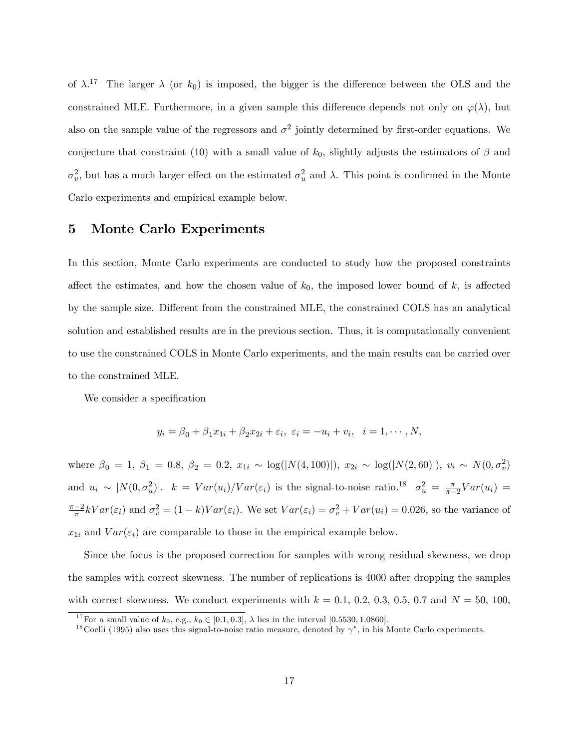of $\lambda$.[17] The larger $\lambda$ (or $k_0$) is imposed, the bigger is the difference between the OLS and the constrained MLE. Furthermore, in a given sample this difference depends not only on $\varphi(\lambda)$, but also on the sample value of the regressors and $\sigma^2$ jointly determined by first-order equations. We conjecture that constraint (10) with a small value of $k_0$, slightly adjusts the estimators of $\beta$ and $\sigma_v^2$, but has a much larger effect on the estimated $\sigma_u^2$ and $\lambda$. This point is confirmed in the Monte Carlo experiments and empirical example below.

## 5 Monte Carlo Experiments

In this section, Monte Carlo experiments are conducted to study how the proposed constraints affect the estimates, and how the chosen value of $k_0$, the imposed lower bound of $k$, is affected by the sample size. Different from the constrained MLE, the constrained COLS has an analytical solution and established results are in the previous section. Thus, it is computationally convenient to use the constrained COLS in Monte Carlo experiments, and the main results can be carried over to the constrained MLE.

We consider a specification

$$y_i = \beta_0 + \beta_1 x_{1i} + \beta_2 x_{2i} + \varepsilon_i,\ \varepsilon_i = -u_i + v_i,\ \ i = 1, \cdots, N,$$

where $\beta_0 = 1$, $\beta_1 = 0.8$, $\beta_2 = 0.2$, $x_{1i} \sim \log(|N(4, 100)|)$, $x_{2i} \sim \log(|N(2, 60)|)$, $v_i \sim N(0, \sigma_v^2)$ and $u_i \sim |N(0, \sigma_u^2)|$. $k = Var(u_i)/Var(\varepsilon_i)$ is the signal-to-noise ratio.[18] $\sigma_u^2 = \frac{\pi}{\pi-2}Var(u_i) = \frac{\pi-2}{\pi}kVar(\varepsilon_i)$ and $\sigma_v^2 = (1-k)Var(\varepsilon_i)$. We set $Var(\varepsilon_i) = \sigma_v^2 + Var(u_i) = 0.026$, so the variance of $x_{1i}$ and $Var(\varepsilon_i)$ are comparable to those in the empirical example below.

Since the focus is the proposed correction for samples with wrong residual skewness, we drop the samples with correct skewness. The number of replications is 4000 after dropping the samples with correct skewness. We conduct experiments with $k = 0.1$, $0.2$, $0.3$, $0.5$, $0.7$ and $N = 50$, $100$,

[17] For a small value of $k_0$, e.g., $k_0 \in [0.1, 0.3]$, $\lambda$ lies in the interval $[0.5530, 1.0860]$.

[18] Coelli (1995) also uses this signal-to-noise ratio measure, denoted by $\gamma^*$, in his Monte Carlo experiments.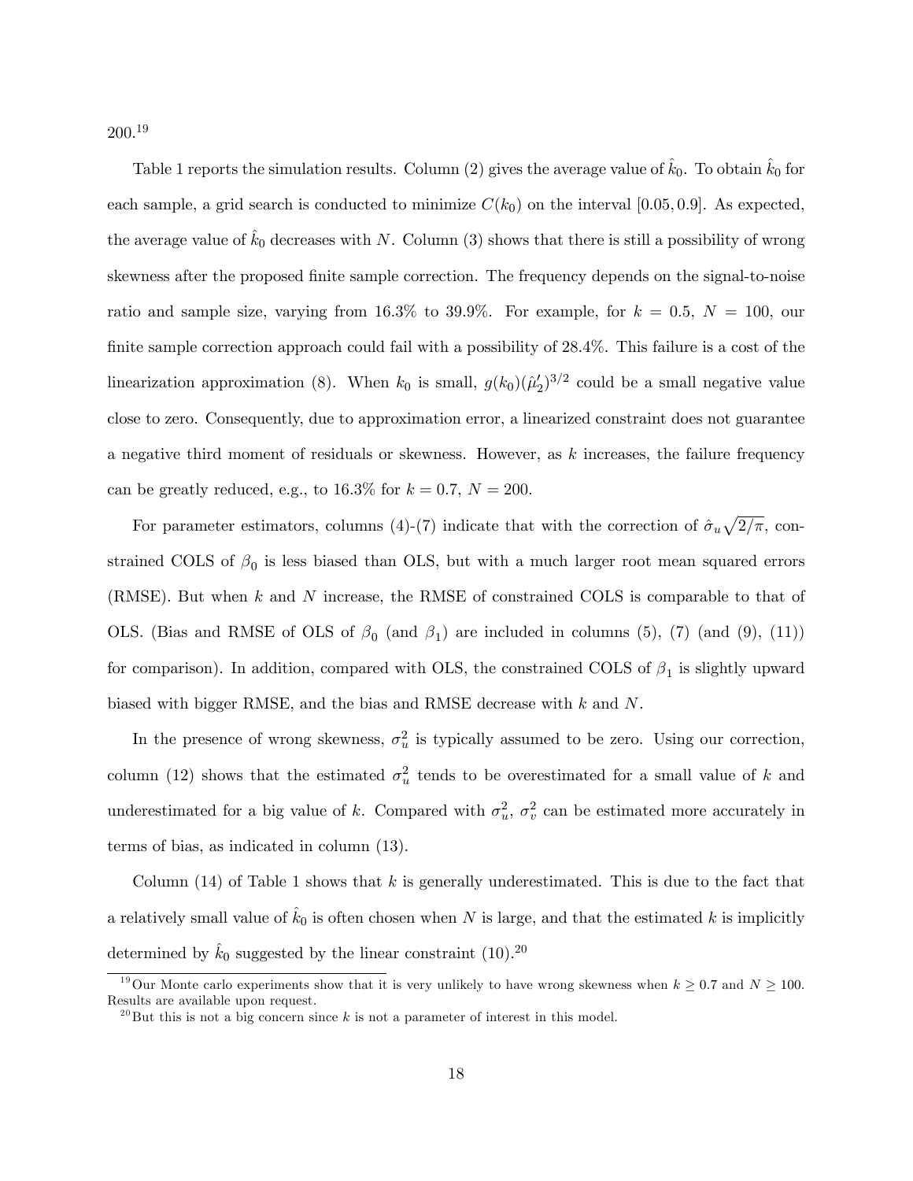200.[19]

Table 1 reports the simulation results. Column (2) gives the average value of $\hat{k}_0$. To obtain $\hat{k}_0$ for each sample, a grid search is conducted to minimize $C(k_0)$ on the interval $[0.05, 0.9]$. As expected, the average value of $\hat{k}_0$ decreases with $N$. Column (3) shows that there is still a possibility of wrong skewness after the proposed finite sample correction. The frequency depends on the signal-to-noise ratio and sample size, varying from 16.3% to 39.9%. For example, for $k = 0.5$, $N = 100$, our finite sample correction approach could fail with a possibility of 28.4%. This failure is a cost of the linearization approximation (8). When $k_0$ is small, $g(k_0)(\hat{\mu}_2')^{3/2}$ could be a small negative value close to zero. Consequently, due to approximation error, a linearized constraint does not guarantee a negative third moment of residuals or skewness. However, as $k$ increases, the failure frequency can be greatly reduced, e.g., to 16.3% for $k = 0.7$, $N = 200$.

For parameter estimators, columns (4)-(7) indicate that with the correction of $\hat{\sigma}_u\sqrt{2/\pi}$, constrained COLS of $\beta_0$ is less biased than OLS, but with a much larger root mean squared errors (RMSE). But when $k$ and $N$ increase, the RMSE of constrained COLS is comparable to that of OLS. (Bias and RMSE of OLS of $\beta_0$ (and $\beta_1$) are included in columns (5), (7) (and (9), (11)) for comparison). In addition, compared with OLS, the constrained COLS of $\beta_1$ is slightly upward biased with bigger RMSE, and the bias and RMSE decrease with $k$ and $N$.

In the presence of wrong skewness, $\sigma_u^2$ is typically assumed to be zero. Using our correction, column (12) shows that the estimated $\sigma_u^2$ tends to be overestimated for a small value of $k$ and underestimated for a big value of $k$. Compared with $\sigma_u^2$, $\sigma_v^2$ can be estimated more accurately in terms of bias, as indicated in column (13).

Column (14) of Table 1 shows that $k$ is generally underestimated. This is due to the fact that a relatively small value of $\hat{k}_0$ is often chosen when $N$ is large, and that the estimated $k$ is implicitly determined by $\hat{k}_0$ suggested by the linear constraint (10).[20]

[19] Our Monte carlo experiments show that it is very unlikely to have wrong skewness when $k \geq 0.7$ and $N \geq 100$. Results are available upon request.

[20] But this is not a big concern since $k$ is not a parameter of interest in this model.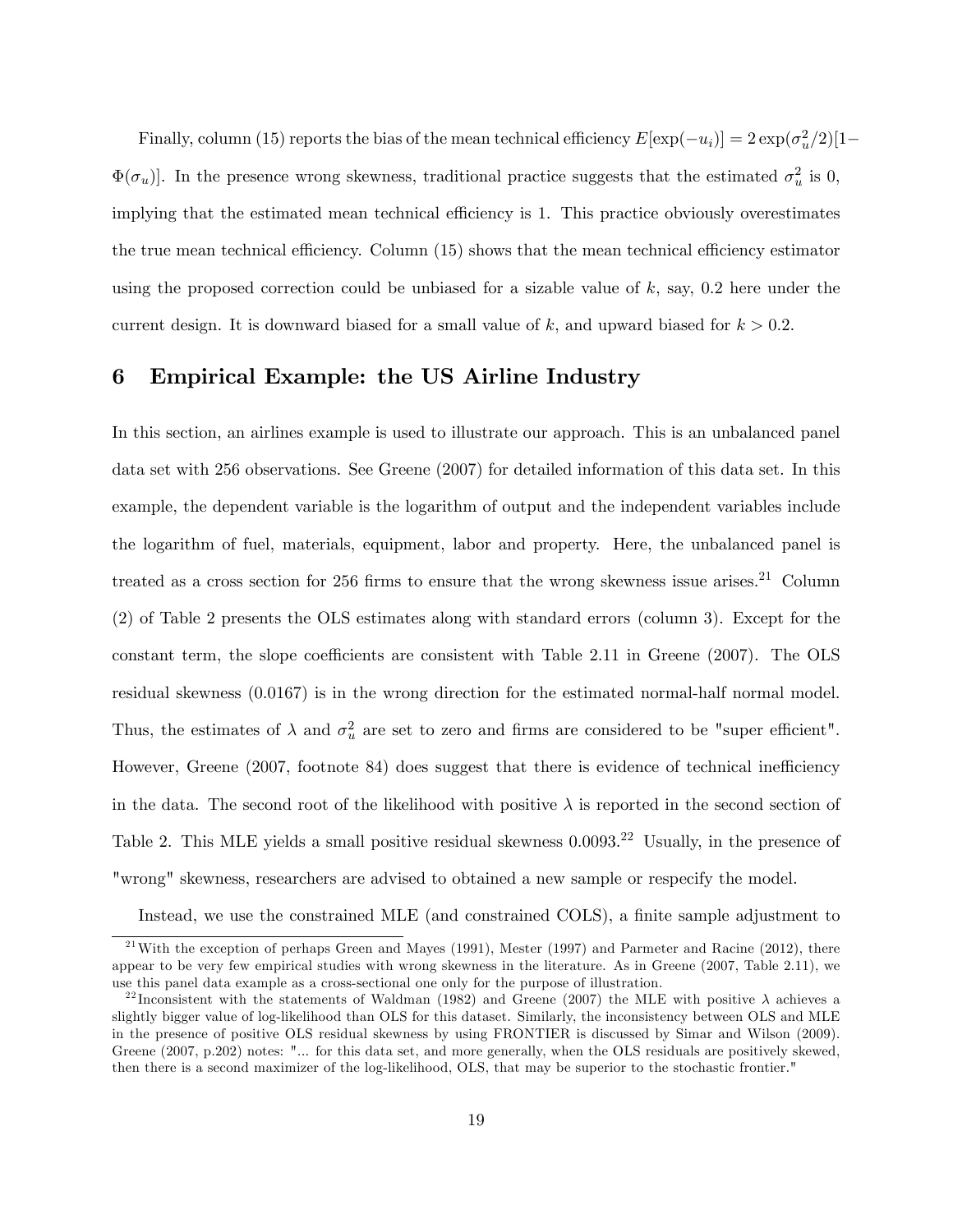Finally, column (15) reports the bias of the mean technical efficiency $E[\exp(-u_i)] = 2\exp(\sigma_u^2/2)[1-\Phi(\sigma_u)]$. In the presence wrong skewness, traditional practice suggests that the estimated $\sigma_u^2$ is 0, implying that the estimated mean technical efficiency is 1. This practice obviously overestimates the true mean technical efficiency. Column (15) shows that the mean technical efficiency estimator using the proposed correction could be unbiased for a sizable value of $k$, say, 0.2 here under the current design. It is downward biased for a small value of $k$, and upward biased for $k > 0.2$.

## 6 Empirical Example: the US Airline Industry

In this section, an airlines example is used to illustrate our approach. This is an unbalanced panel data set with 256 observations. See Greene (2007) for detailed information of this data set. In this example, the dependent variable is the logarithm of output and the independent variables include the logarithm of fuel, materials, equipment, labor and property. Here, the unbalanced panel is treated as a cross section for 256 firms to ensure that the wrong skewness issue arises.[21] Column (2) of Table 2 presents the OLS estimates along with standard errors (column 3). Except for the constant term, the slope coefficients are consistent with Table 2.11 in Greene (2007). The OLS residual skewness (0.0167) is in the wrong direction for the estimated normal-half normal model. Thus, the estimates of $\lambda$ and $\sigma_u^2$ are set to zero and firms are considered to be "super efficient". However, Greene (2007, footnote 84) does suggest that there is evidence of technical inefficiency in the data. The second root of the likelihood with positive $\lambda$ is reported in the second section of Table 2. This MLE yields a small positive residual skewness 0.0093.[22] Usually, in the presence of "wrong" skewness, researchers are advised to obtained a new sample or respecify the model.

Instead, we use the constrained MLE (and constrained COLS), a finite sample adjustment to

[21] With the exception of perhaps Green and Mayes (1991), Mester (1997) and Parmeter and Racine (2012), there appear to be very few empirical studies with wrong skewness in the literature. As in Greene (2007, Table 2.11), we use this panel data example as a cross-sectional one only for the purpose of illustration.

[22] Inconsistent with the statements of Waldman (1982) and Greene (2007) the MLE with positive $\lambda$ achieves a slightly bigger value of log-likelihood than OLS for this dataset. Similarly, the inconsistency between OLS and MLE in the presence of positive OLS residual skewness by using FRONTIER is discussed by Simar and Wilson (2009). Greene (2007, p.202) notes: "... for this data set, and more generally, when the OLS residuals are positively skewed, then there is a second maximizer of the log-likelihood, OLS, that may be superior to the stochastic frontier."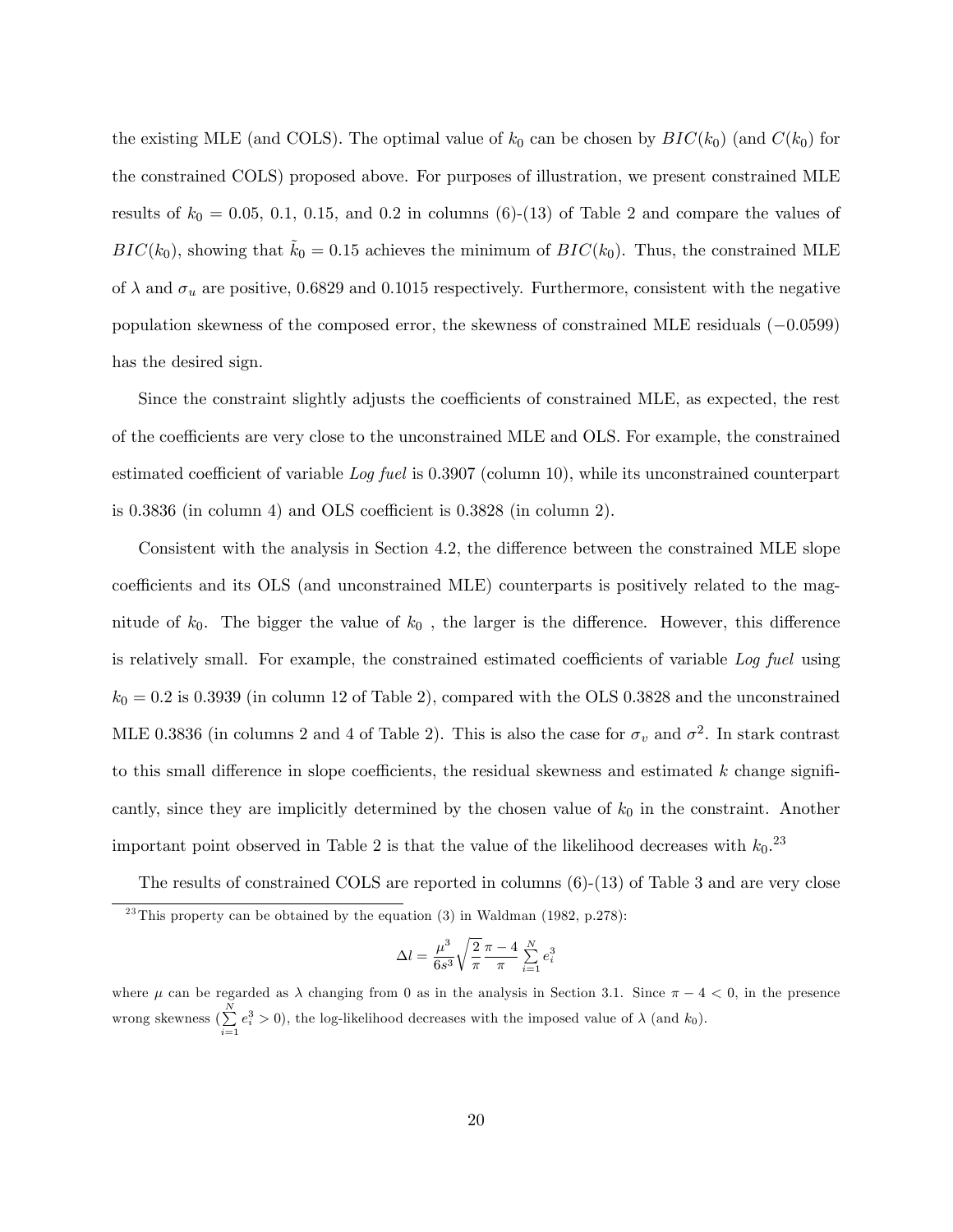the existing MLE (and COLS). The optimal value of $k_0$ can be chosen by $BIC(k_0)$ (and $C(k_0)$ for the constrained COLS) proposed above. For purposes of illustration, we present constrained MLE results of $k_0 = 0.05$, 0.1, 0.15, and 0.2 in columns (6)-(13) of Table 2 and compare the values of $BIC(k_0)$, showing that $\tilde{k}_0 = 0.15$ achieves the minimum of $BIC(k_0)$. Thus, the constrained MLE of $\lambda$ and $\sigma_u$ are positive, 0.6829 and 0.1015 respectively. Furthermore, consistent with the negative population skewness of the composed error, the skewness of constrained MLE residuals ($-0.0599$) has the desired sign.

Since the constraint slightly adjusts the coefficients of constrained MLE, as expected, the rest of the coefficients are very close to the unconstrained MLE and OLS. For example, the constrained estimated coefficient of variable *Log fuel* is 0.3907 (column 10), while its unconstrained counterpart is 0.3836 (in column 4) and OLS coefficient is 0.3828 (in column 2).

Consistent with the analysis in Section 4.2, the difference between the constrained MLE slope coefficients and its OLS (and unconstrained MLE) counterparts is positively related to the magnitude of $k_0$. The bigger the value of $k_0$ , the larger is the difference. However, this difference is relatively small. For example, the constrained estimated coefficients of variable *Log fuel* using $k_0 = 0.2$ is 0.3939 (in column 12 of Table 2), compared with the OLS 0.3828 and the unconstrained MLE 0.3836 (in columns 2 and 4 of Table 2). This is also the case for $\sigma_v$ and $\sigma^2$. In stark contrast to this small difference in slope coefficients, the residual skewness and estimated $k$ change significantly, since they are implicitly determined by the chosen value of $k_0$ in the constraint. Another important point observed in Table 2 is that the value of the likelihood decreases with $k_0$.[23]

The results of constrained COLS are reported in columns (6)-(13) of Table 3 and are very close

[23] This property can be obtained by the equation (3) in Waldman (1982, p.278):

$$\Delta l = \frac{\mu^3}{6s^3}\sqrt{\frac{2}{\pi}}\frac{\pi - 4}{\pi}\sum_{i=1}^{N} e_i^3$$

where $\mu$ can be regarded as $\lambda$ changing from 0 as in the analysis in Section 3.1. Since $\pi - 4 < 0$, in the presence wrong skewness ($\sum_{i=1}^{N} e_i^3 > 0$), the log-likelihood decreases with the imposed value of $\lambda$ (and $k_0$).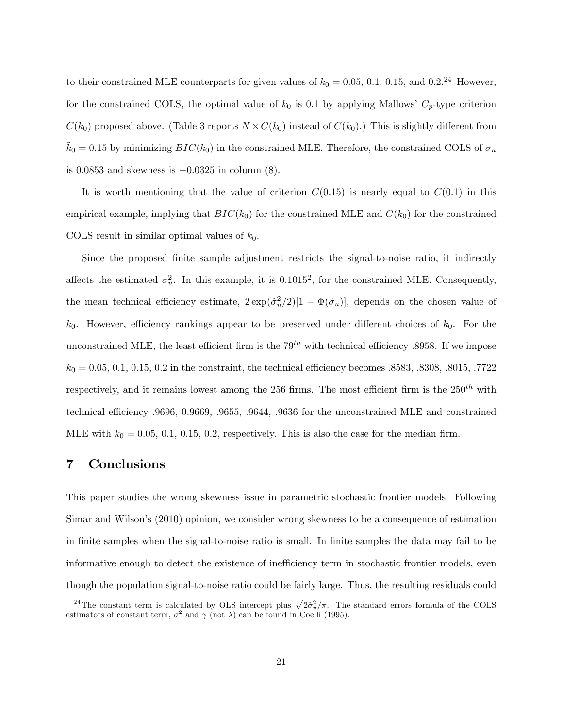to their constrained MLE counterparts for given values of $k_0 = 0.05$, 0.1, 0.15, and 0.2.[24] However, for the constrained COLS, the optimal value of $k_0$ is 0.1 by applying Mallows' $C_p$-type criterion $C(k_0)$ proposed above. (Table 3 reports $N \times C(k_0)$ instead of $C(k_0)$.) This is slightly different from $\tilde{k}_0 = 0.15$ by minimizing $BIC(k_0)$ in the constrained MLE. Therefore, the constrained COLS of $\sigma_u$ is 0.0853 and skewness is $-0.0325$ in column (8).

It is worth mentioning that the value of criterion $C(0.15)$ is nearly equal to $C(0.1)$ in this empirical example, implying that $BIC(k_0)$ for the constrained MLE and $C(k_0)$ for the constrained COLS result in similar optimal values of $k_0$.

Since the proposed finite sample adjustment restricts the signal-to-noise ratio, it indirectly affects the estimated $\sigma_u^2$. In this example, it is $0.1015^2$, for the constrained MLE. Consequently, the mean technical efficiency estimate, $2\exp(\hat{\sigma}_u^2/2)[1 - \Phi(\hat{\sigma}_u)]$, depends on the chosen value of $k_0$. However, efficiency rankings appear to be preserved under different choices of $k_0$. For the unconstrained MLE, the least efficient firm is the $79^{th}$ with technical efficiency .8958. If we impose $k_0 = 0.05$, 0.1, 0.15, 0.2 in the constraint, the technical efficiency becomes .8583, .8308, .8015, .7722 respectively, and it remains lowest among the 256 firms. The most efficient firm is the $250^{th}$ with technical efficiency .9696, 0.9669, .9655, .9644, .9636 for the unconstrained MLE and constrained MLE with $k_0 = 0.05$, 0.1, 0.15, 0.2, respectively. This is also the case for the median firm.

# 7 Conclusions

This paper studies the wrong skewness issue in parametric stochastic frontier models. Following Simar and Wilson's (2010) opinion, we consider wrong skewness to be a consequence of estimation in finite samples when the signal-to-noise ratio is small. In finite samples the data may fail to be informative enough to detect the existence of inefficiency term in stochastic frontier models, even though the population signal-to-noise ratio could be fairly large. Thus, the resulting residuals could

[24] The constant term is calculated by OLS intercept plus $\sqrt{2\hat{\sigma}_u^2/\pi}$. The standard errors formula of the COLS estimators of constant term, $\sigma^2$ and $\gamma$ (not $\lambda$) can be found in Coelli (1995).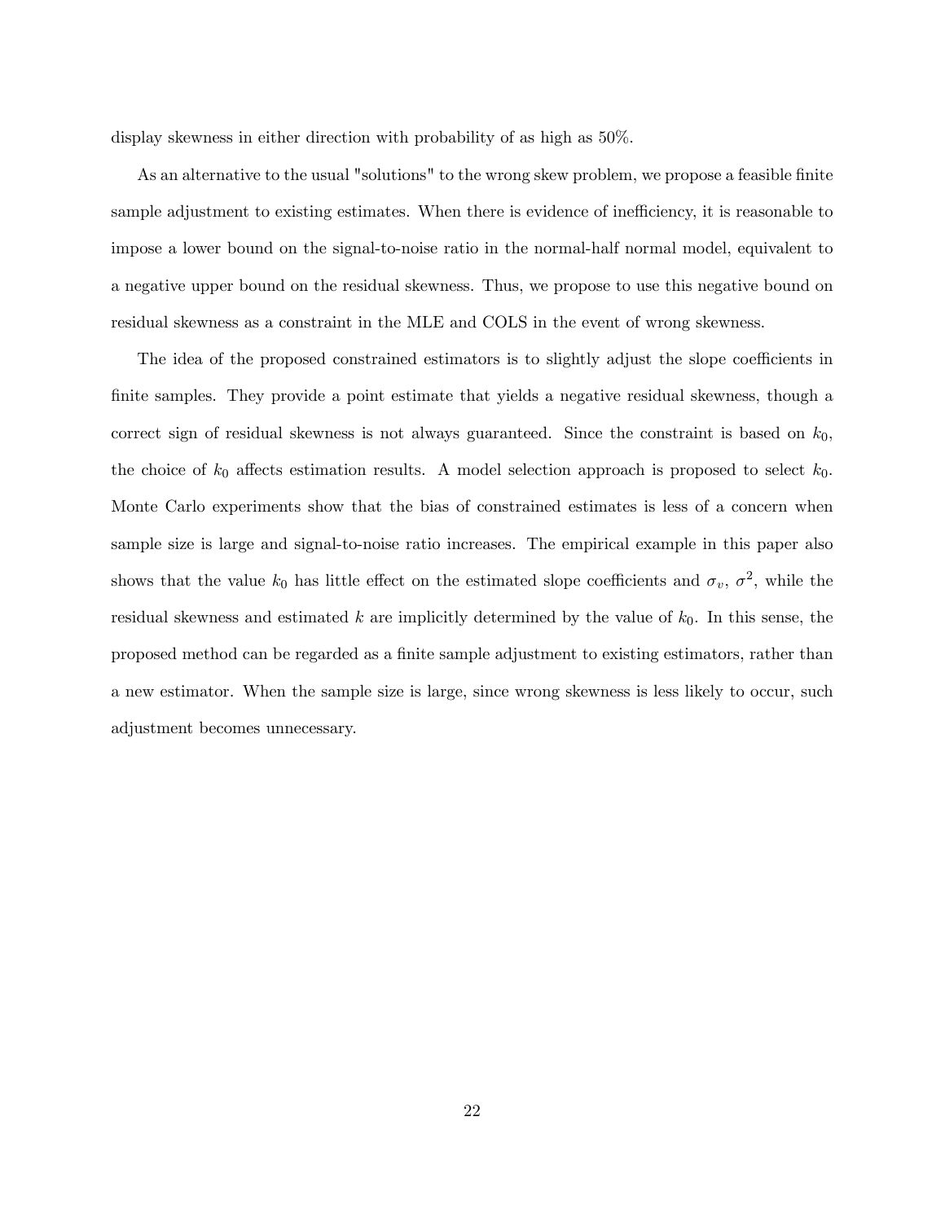display skewness in either direction with probability of as high as 50%.

As an alternative to the usual "solutions" to the wrong skew problem, we propose a feasible finite sample adjustment to existing estimates. When there is evidence of inefficiency, it is reasonable to impose a lower bound on the signal-to-noise ratio in the normal-half normal model, equivalent to a negative upper bound on the residual skewness. Thus, we propose to use this negative bound on residual skewness as a constraint in the MLE and COLS in the event of wrong skewness.

The idea of the proposed constrained estimators is to slightly adjust the slope coefficients in finite samples. They provide a point estimate that yields a negative residual skewness, though a correct sign of residual skewness is not always guaranteed. Since the constraint is based on $k_0$, the choice of $k_0$ affects estimation results. A model selection approach is proposed to select $k_0$. Monte Carlo experiments show that the bias of constrained estimates is less of a concern when sample size is large and signal-to-noise ratio increases. The empirical example in this paper also shows that the value $k_0$ has little effect on the estimated slope coefficients and $\sigma_v$, $\sigma^2$, while the residual skewness and estimated $k$ are implicitly determined by the value of $k_0$. In this sense, the proposed method can be regarded as a finite sample adjustment to existing estimators, rather than a new estimator. When the sample size is large, since wrong skewness is less likely to occur, such adjustment becomes unnecessary.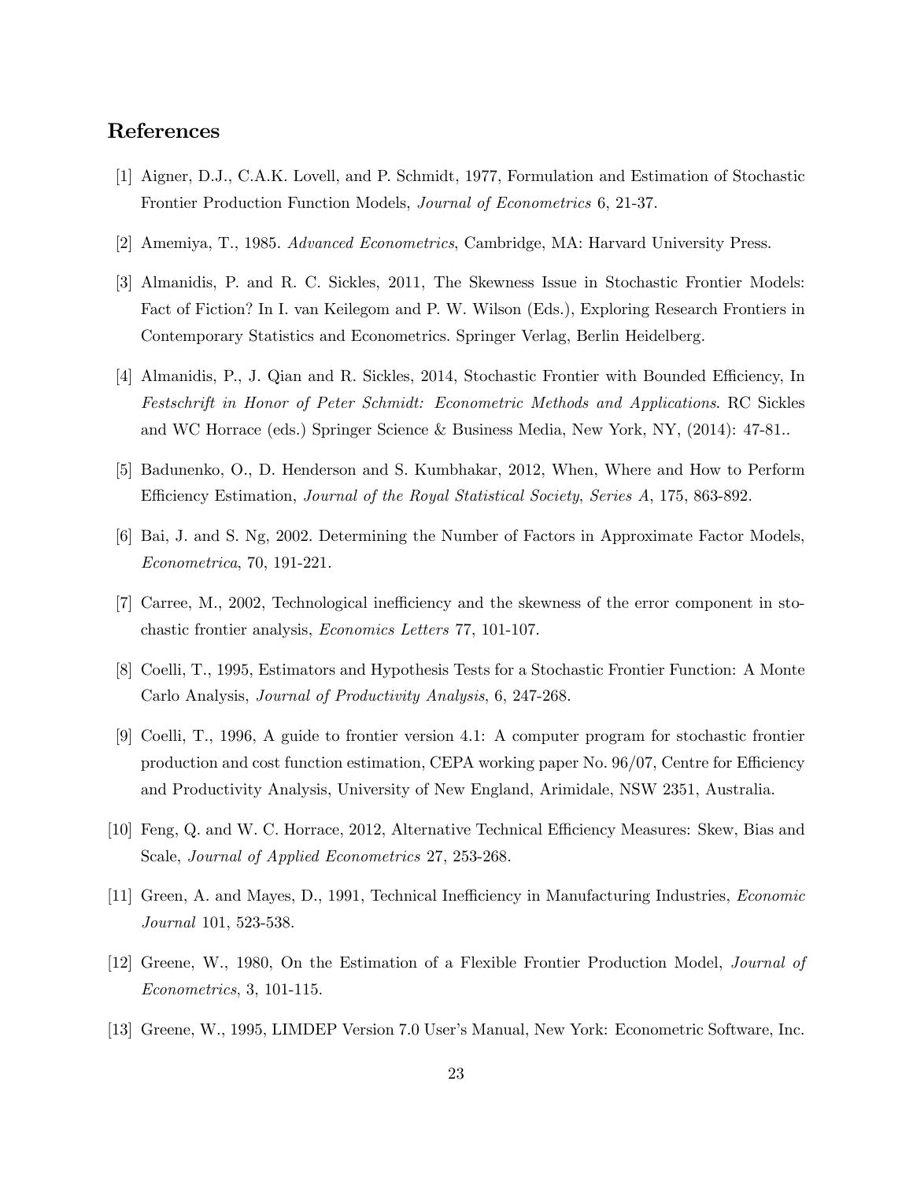## References

[1] Aigner, D.J., C.A.K. Lovell, and P. Schmidt, 1977, Formulation and Estimation of Stochastic Frontier Production Function Models, *Journal of Econometrics* 6, 21-37.

[2] Amemiya, T., 1985. *Advanced Econometrics*, Cambridge, MA: Harvard University Press.

[3] Almanidis, P. and R. C. Sickles, 2011, The Skewness Issue in Stochastic Frontier Models: Fact of Fiction? In I. van Keilegom and P. W. Wilson (Eds.), Exploring Research Frontiers in Contemporary Statistics and Econometrics. Springer Verlag, Berlin Heidelberg.

[4] Almanidis, P., J. Qian and R. Sickles, 2014, Stochastic Frontier with Bounded Efficiency, In *Festschrift in Honor of Peter Schmidt: Econometric Methods and Applications*. RC Sickles and WC Horrace (eds.) Springer Science & Business Media, New York, NY, (2014): 47-81..

[5] Badunenko, O., D. Henderson and S. Kumbhakar, 2012, When, Where and How to Perform Efficiency Estimation, *Journal of the Royal Statistical Society*, *Series A*, 175, 863-892.

[6] Bai, J. and S. Ng, 2002. Determining the Number of Factors in Approximate Factor Models, *Econometrica*, 70, 191-221.

[7] Carree, M., 2002, Technological inefficiency and the skewness of the error component in stochastic frontier analysis, *Economics Letters* 77, 101-107.

[8] Coelli, T., 1995, Estimators and Hypothesis Tests for a Stochastic Frontier Function: A Monte Carlo Analysis, *Journal of Productivity Analysis*, 6, 247-268.

[9] Coelli, T., 1996, A guide to frontier version 4.1: A computer program for stochastic frontier production and cost function estimation, CEPA working paper No. 96/07, Centre for Efficiency and Productivity Analysis, University of New England, Arimidale, NSW 2351, Australia.

[10] Feng, Q. and W. C. Horrace, 2012, Alternative Technical Efficiency Measures: Skew, Bias and Scale, *Journal of Applied Econometrics* 27, 253-268.

[11] Green, A. and Mayes, D., 1991, Technical Inefficiency in Manufacturing Industries, *Economic Journal* 101, 523-538.

[12] Greene, W., 1980, On the Estimation of a Flexible Frontier Production Model, *Journal of Econometrics*, 3, 101-115.

[13] Greene, W., 1995, LIMDEP Version 7.0 User's Manual, New York: Econometric Software, Inc.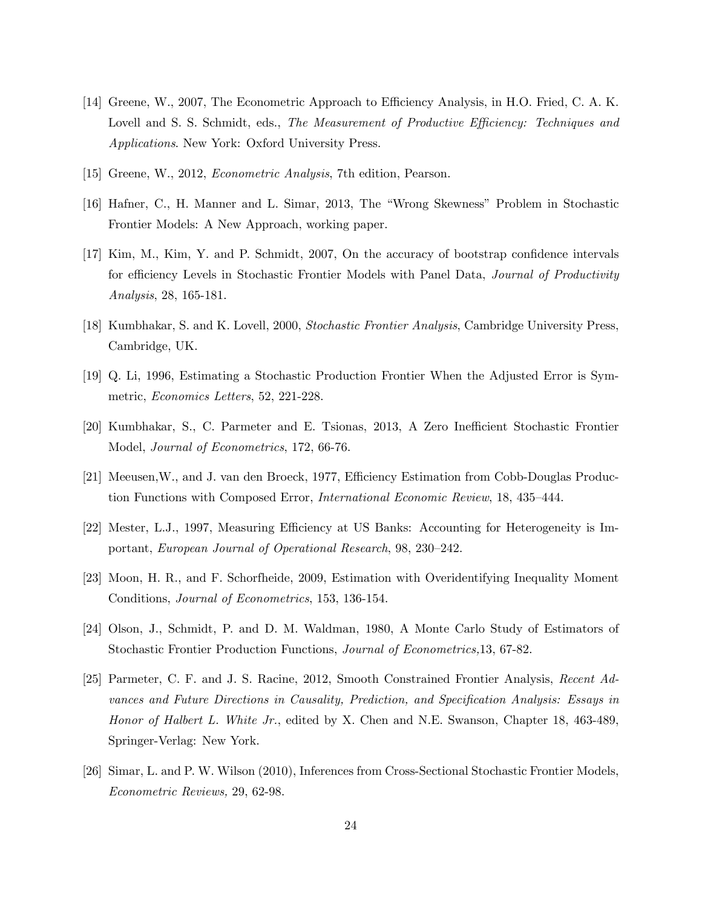[14] Greene, W., 2007, The Econometric Approach to Efficiency Analysis, in H.O. Fried, C. A. K. Lovell and S. S. Schmidt, eds., *The Measurement of Productive Efficiency: Techniques and Applications*. New York: Oxford University Press.

[15] Greene, W., 2012, *Econometric Analysis*, 7th edition, Pearson.

[16] Hafner, C., H. Manner and L. Simar, 2013, The "Wrong Skewness" Problem in Stochastic Frontier Models: A New Approach, working paper.

[17] Kim, M., Kim, Y. and P. Schmidt, 2007, On the accuracy of bootstrap confidence intervals for efficiency Levels in Stochastic Frontier Models with Panel Data, *Journal of Productivity Analysis*, 28, 165-181.

[18] Kumbhakar, S. and K. Lovell, 2000, *Stochastic Frontier Analysis*, Cambridge University Press, Cambridge, UK.

[19] Q. Li, 1996, Estimating a Stochastic Production Frontier When the Adjusted Error is Symmetric, *Economics Letters*, 52, 221-228.

[20] Kumbhakar, S., C. Parmeter and E. Tsionas, 2013, A Zero Inefficient Stochastic Frontier Model, *Journal of Econometrics*, 172, 66-76.

[21] Meeusen,W., and J. van den Broeck, 1977, Efficiency Estimation from Cobb-Douglas Production Functions with Composed Error, *International Economic Review*, 18, 435–444.

[22] Mester, L.J., 1997, Measuring Efficiency at US Banks: Accounting for Heterogeneity is Important, *European Journal of Operational Research*, 98, 230–242.

[23] Moon, H. R., and F. Schorfheide, 2009, Estimation with Overidentifying Inequality Moment Conditions, *Journal of Econometrics*, 153, 136-154.

[24] Olson, J., Schmidt, P. and D. M. Waldman, 1980, A Monte Carlo Study of Estimators of Stochastic Frontier Production Functions, *Journal of Econometrics,*13, 67-82.

[25] Parmeter, C. F. and J. S. Racine, 2012, Smooth Constrained Frontier Analysis, *Recent Advances and Future Directions in Causality, Prediction, and Specification Analysis: Essays in Honor of Halbert L. White Jr.*, edited by X. Chen and N.E. Swanson, Chapter 18, 463-489, Springer-Verlag: New York.

[26] Simar, L. and P. W. Wilson (2010), Inferences from Cross-Sectional Stochastic Frontier Models, *Econometric Reviews,* 29, 62-98.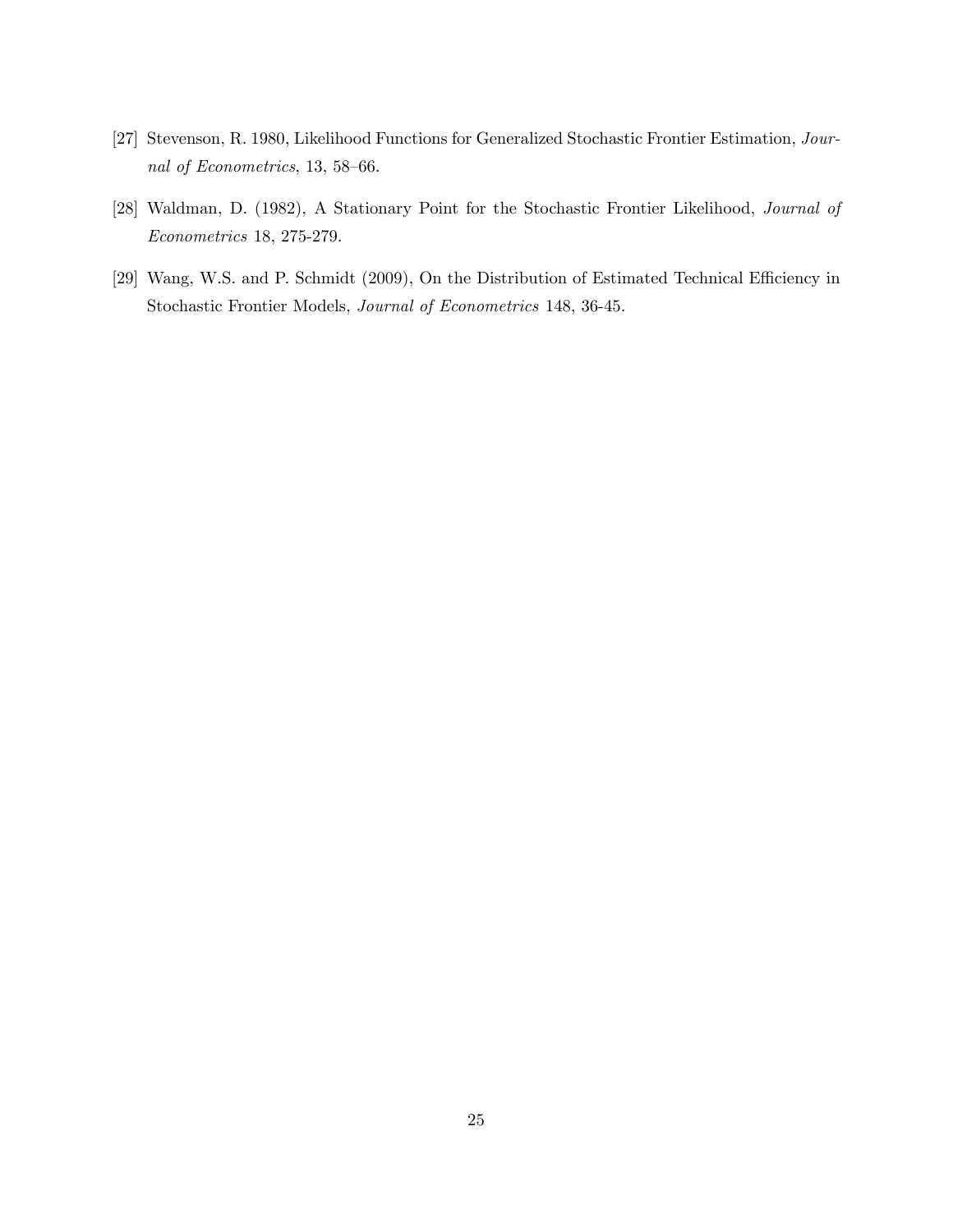[27] Stevenson, R. 1980, Likelihood Functions for Generalized Stochastic Frontier Estimation, *Journal of Econometrics*, 13, 58–66.

[28] Waldman, D. (1982), A Stationary Point for the Stochastic Frontier Likelihood, *Journal of Econometrics* 18, 275-279.

[29] Wang, W.S. and P. Schmidt (2009), On the Distribution of Estimated Technical Efficiency in Stochastic Frontier Models, *Journal of Econometrics* 148, 36-45.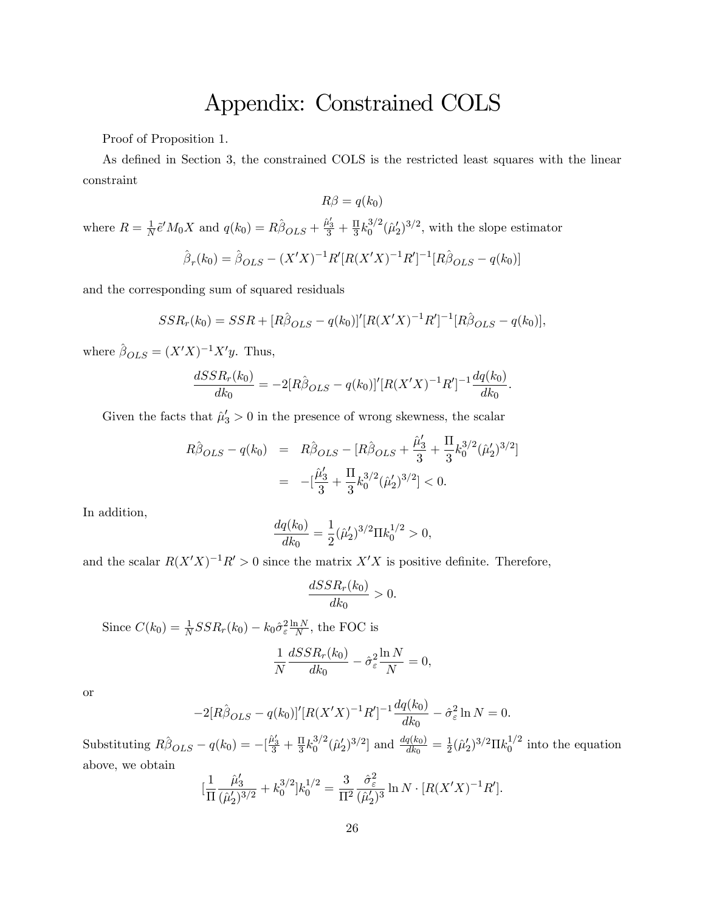# Appendix: Constrained COLS

Proof of Proposition 1.

As defined in Section 3, the constrained COLS is the restricted least squares with the linear constraint

$$R\beta = q(k_0)$$

where $R = \frac{1}{N}\tilde{e}'M_0X$ and $q(k_0) = R\hat{\beta}_{OLS} + \frac{\hat{\mu}_3'}{3} + \frac{\Pi}{3}k_0^{3/2}(\hat{\mu}_2')^{3/2}$, with the slope estimator

$$\hat{\beta}_r(k_0) = \hat{\beta}_{OLS} - (X'X)^{-1}R'[R(X'X)^{-1}R']^{-1}[R\hat{\beta}_{OLS} - q(k_0)]$$

and the corresponding sum of squared residuals

$$SSR_r(k_0) = SSR + [R\hat{\beta}_{OLS} - q(k_0)]'[R(X'X)^{-1}R']^{-1}[R\hat{\beta}_{OLS} - q(k_0)],$$

where $\hat{\beta}_{OLS} = (X'X)^{-1}X'y$. Thus,

$$\frac{dSSR_r(k_0)}{dk_0} = -2[R\hat{\beta}_{OLS} - q(k_0)]'[R(X'X)^{-1}R']^{-1}\frac{dq(k_0)}{dk_0}.$$

Given the facts that $\hat{\mu}_3' > 0$ in the presence of wrong skewness, the scalar

$$\begin{aligned}
R\hat{\beta}_{OLS} - q(k_0) &= R\hat{\beta}_{OLS} - [R\hat{\beta}_{OLS} + \frac{\hat{\mu}_3'}{3} + \frac{\Pi}{3}k_0^{3/2}(\hat{\mu}_2')^{3/2}] \\
&= -[\frac{\hat{\mu}_3'}{3} + \frac{\Pi}{3}k_0^{3/2}(\hat{\mu}_2')^{3/2}] < 0.
\end{aligned}$$

In addition,

$$\frac{dq(k_0)}{dk_0} = \frac{1}{2}(\hat{\mu}_2')^{3/2}\Pi k_0^{1/2} > 0,$$

and the scalar $R(X'X)^{-1}R' > 0$ since the matrix $X'X$ is positive definite. Therefore,

$$\frac{dSSR_r(k_0)}{dk_0} > 0.$$

Since $C(k_0) = \frac{1}{N}SSR_r(k_0) - k_0\hat{\sigma}_\varepsilon^2\frac{\ln N}{N}$, the FOC is

$$\frac{1}{N}\frac{dSSR_r(k_0)}{dk_0} - \hat{\sigma}_\varepsilon^2\frac{\ln N}{N} = 0,$$

or

$$-2[R\hat{\beta}_{OLS} - q(k_0)]'[R(X'X)^{-1}R']^{-1}\frac{dq(k_0)}{dk_0} - \hat{\sigma}_\varepsilon^2 \ln N = 0.$$

Substituting $R\hat{\beta}_{OLS} - q(k_0) = -[\frac{\hat{\mu}_3'}{3} + \frac{\Pi}{3}k_0^{3/2}(\hat{\mu}_2')^{3/2}]$ and $\frac{dq(k_0)}{dk_0} = \frac{1}{2}(\hat{\mu}_2')^{3/2}\Pi k_0^{1/2}$ into the equation above, we obtain

$$[\frac{1}{\Pi}\frac{\hat{\mu}_3'}{(\hat{\mu}_2')^{3/2}} + k_0^{3/2}]k_0^{1/2} = \frac{3}{\Pi^2}\frac{\hat{\sigma}_\varepsilon^2}{(\hat{\mu}_2')^3}\ln N \cdot [R(X'X)^{-1}R'].$$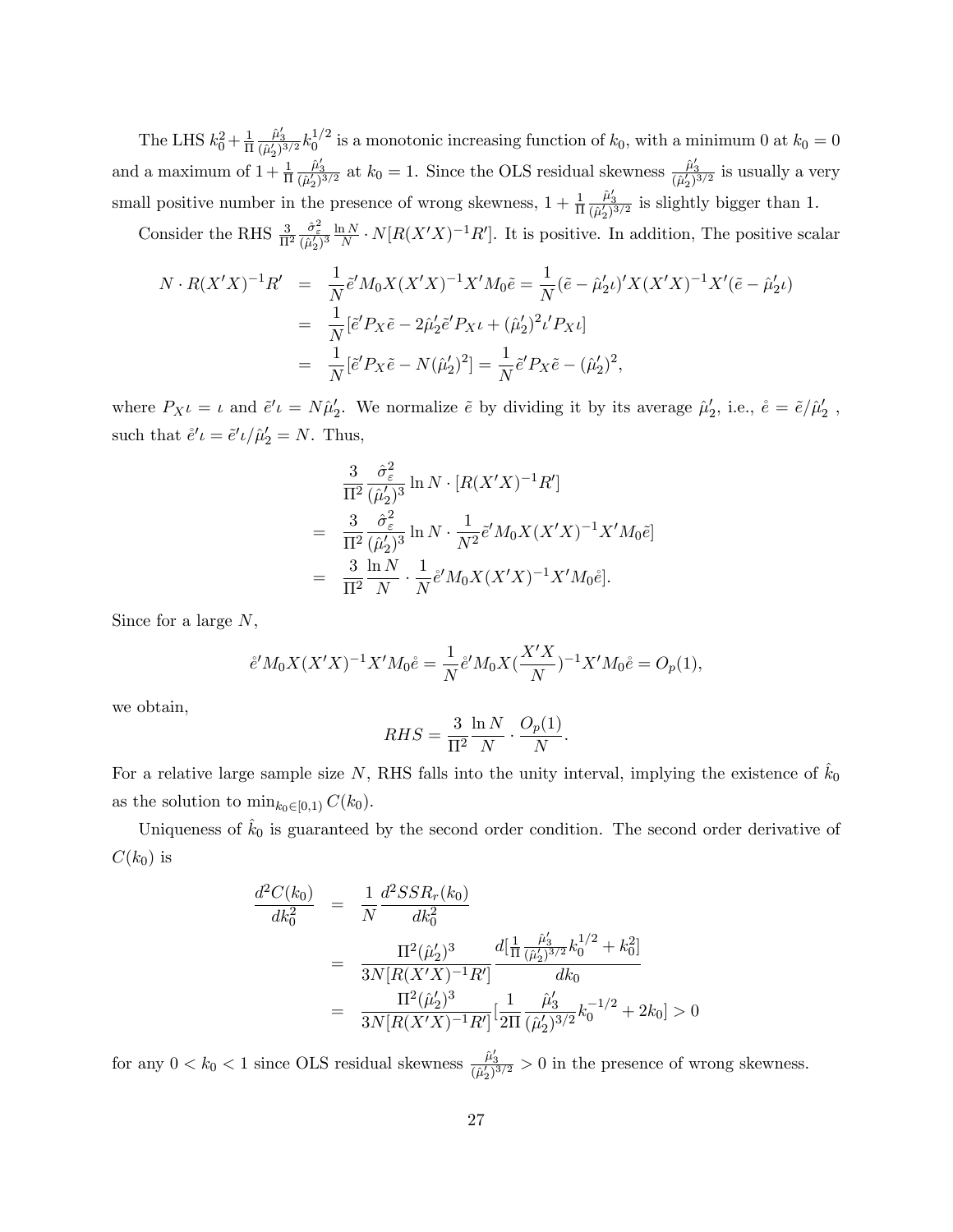The LHS $k_0^2 + \frac{1}{\Pi}\frac{\hat{\mu}_3'}{(\hat{\mu}_2')^{3/2}} k_0^{1/2}$ is a monotonic increasing function of $k_0$, with a minimum 0 at $k_0 = 0$ and a maximum of $1 + \frac{1}{\Pi}\frac{\hat{\mu}_3'}{(\hat{\mu}_2')^{3/2}}$ at $k_0 = 1$. Since the OLS residual skewness $\frac{\hat{\mu}_3'}{(\hat{\mu}_2')^{3/2}}$ is usually a very small positive number in the presence of wrong skewness, $1 + \frac{1}{\Pi}\frac{\hat{\mu}_3'}{(\hat{\mu}_2')^{3/2}}$ is slightly bigger than 1.

Consider the RHS $\frac{3}{\Pi^2}\frac{\hat{\sigma}_\varepsilon^2}{(\hat{\mu}_2')^3}\frac{\ln N}{N} \cdot N[R(X'X)^{-1}R']$. It is positive. In addition, The positive scalar

$$
\begin{aligned}
N \cdot R(X'X)^{-1}R' &= \frac{1}{N}\tilde{e}' M_0 X(X'X)^{-1}X' M_0 \tilde{e} = \frac{1}{N}(\tilde{e} - \hat{\mu}_2'\iota)' X(X'X)^{-1}X'(\tilde{e} - \hat{\mu}_2'\iota) \\
&= \frac{1}{N}[\tilde{e}' P_X \tilde{e} - 2\hat{\mu}_2' \tilde{e}' P_X \iota + (\hat{\mu}_2')^2 \iota' P_X \iota] \\
&= \frac{1}{N}[\tilde{e}' P_X \tilde{e} - N(\hat{\mu}_2')^2] = \frac{1}{N}\tilde{e}' P_X \tilde{e} - (\hat{\mu}_2')^2,
\end{aligned}
$$

where $P_X \iota = \iota$ and $\tilde{e}'\iota = N\hat{\mu}_2'$. We normalize $\tilde{e}$ by dividing it by its average $\hat{\mu}_2'$, i.e., $\mathring{e} = \tilde{e}/\hat{\mu}_2'$ , such that $\mathring{e}'\iota = \tilde{e}'\iota/\hat{\mu}_2' = N$. Thus,

$$
\begin{aligned}
& \frac{3}{\Pi^2}\frac{\hat{\sigma}_\varepsilon^2}{(\hat{\mu}_2')^3} \ln N \cdot [R(X'X)^{-1}R'] \\
= \; & \frac{3}{\Pi^2}\frac{\hat{\sigma}_\varepsilon^2}{(\hat{\mu}_2')^3} \ln N \cdot \frac{1}{N^2}\tilde{e}' M_0 X(X'X)^{-1}X' M_0 \tilde{e}] \\
= \; & \frac{3}{\Pi^2}\frac{\ln N}{N} \cdot \frac{1}{N}\mathring{e}' M_0 X(X'X)^{-1}X' M_0 \mathring{e}].
\end{aligned}
$$

Since for a large $N$,

$$
\mathring{e}' M_0 X(X'X)^{-1}X' M_0 \mathring{e} = \frac{1}{N}\mathring{e}' M_0 X(\frac{X'X}{N})^{-1}X' M_0 \mathring{e} = O_p(1),
$$

we obtain,

$$
RHS = \frac{3}{\Pi^2}\frac{\ln N}{N} \cdot \frac{O_p(1)}{N}.
$$

For a relative large sample size $N$, RHS falls into the unity interval, implying the existence of $\hat{k}_0$ as the solution to $\min_{k_0 \in [0,1)} C(k_0)$.

Uniqueness of $\hat{k}_0$ is guaranteed by the second order condition. The second order derivative of $C(k_0)$ is

$$
\begin{aligned}
\frac{d^2 C(k_0)}{dk_0^2} &= \frac{1}{N}\frac{d^2 SSR_r(k_0)}{dk_0^2} \\
&= \frac{\Pi^2(\hat{\mu}_2')^3}{3N[R(X'X)^{-1}R']}\frac{d[\frac{1}{\Pi}\frac{\hat{\mu}_3'}{(\hat{\mu}_2')^{3/2}}k_0^{1/2} + k_0^2]}{dk_0} \\
&= \frac{\Pi^2(\hat{\mu}_2')^3}{3N[R(X'X)^{-1}R']}[\frac{1}{2\Pi}\frac{\hat{\mu}_3'}{(\hat{\mu}_2')^{3/2}}k_0^{-1/2} + 2k_0] > 0
\end{aligned}
$$

for any $0 < k_0 < 1$ since OLS residual skewness $\frac{\hat{\mu}_3'}{(\hat{\mu}_2')^{3/2}} > 0$ in the presence of wrong skewness.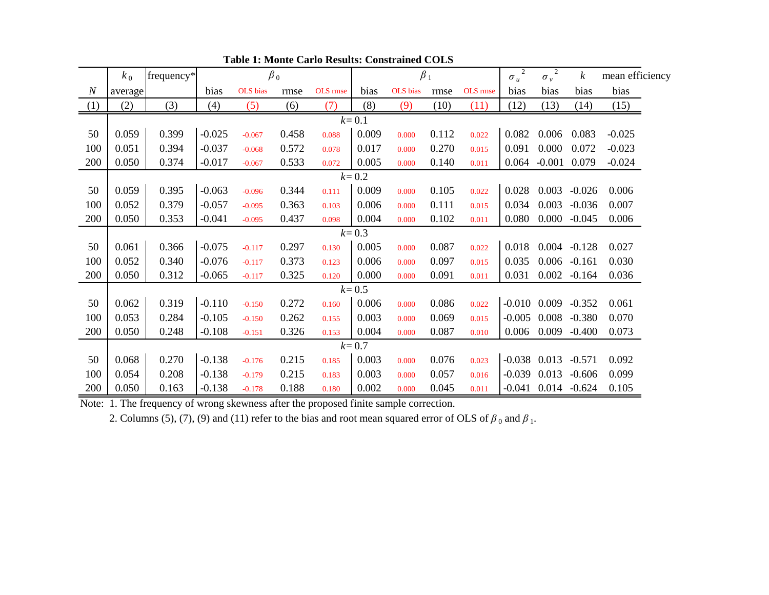**Table 1: Monte Carlo Results: Constrained COLS**

| | $k_0$ | frequency* | $\beta_0$ | | | | $\beta_1$ | | | | $\sigma_u^2$ | $\sigma_v^2$ | $k$ | mean efficiency |
|---|---|---|---|---|---|---|---|---|---|---|---|---|---|---|
| $N$ | average | | bias | OLS bias | rmse | OLS rmse | bias | OLS bias | rmse | OLS rmse | bias | bias | bias | bias |
| (1) | (2) | (3) | (4) | (5) | (6) | (7) | (8) | (9) | (10) | (11) | (12) | (13) | (14) | (15) |
| | | | | | | | $k$= 0.1 | | | | | | | |
| 50 | 0.059 | 0.399 | -0.025 | -0.067 | 0.458 | 0.088 | 0.009 | 0.000 | 0.112 | 0.022 | 0.082 | 0.006 | 0.083 | -0.025 |
| 100 | 0.051 | 0.394 | -0.037 | -0.068 | 0.572 | 0.078 | 0.017 | 0.000 | 0.270 | 0.015 | 0.091 | 0.000 | 0.072 | -0.023 |
| 200 | 0.050 | 0.374 | -0.017 | -0.067 | 0.533 | 0.072 | 0.005 | 0.000 | 0.140 | 0.011 | 0.064 | -0.001 | 0.079 | -0.024 |
| | | | | | | | $k$= 0.2 | | | | | | | |
| 50 | 0.059 | 0.395 | -0.063 | -0.096 | 0.344 | 0.111 | 0.009 | 0.000 | 0.105 | 0.022 | 0.028 | 0.003 | -0.026 | 0.006 |
| 100 | 0.052 | 0.379 | -0.057 | -0.095 | 0.363 | 0.103 | 0.006 | 0.000 | 0.111 | 0.015 | 0.034 | 0.003 | -0.036 | 0.007 |
| 200 | 0.050 | 0.353 | -0.041 | -0.095 | 0.437 | 0.098 | 0.004 | 0.000 | 0.102 | 0.011 | 0.080 | 0.000 | -0.045 | 0.006 |
| | | | | | | | $k$= 0.3 | | | | | | | |
| 50 | 0.061 | 0.366 | -0.075 | -0.117 | 0.297 | 0.130 | 0.005 | 0.000 | 0.087 | 0.022 | 0.018 | 0.004 | -0.128 | 0.027 |
| 100 | 0.052 | 0.340 | -0.076 | -0.117 | 0.373 | 0.123 | 0.006 | 0.000 | 0.097 | 0.015 | 0.035 | 0.006 | -0.161 | 0.030 |
| 200 | 0.050 | 0.312 | -0.065 | -0.117 | 0.325 | 0.120 | 0.000 | 0.000 | 0.091 | 0.011 | 0.031 | 0.002 | -0.164 | 0.036 |
| | | | | | | | $k$= 0.5 | | | | | | | |
| 50 | 0.062 | 0.319 | -0.110 | -0.150 | 0.272 | 0.160 | 0.006 | 0.000 | 0.086 | 0.022 | -0.010 | 0.009 | -0.352 | 0.061 |
| 100 | 0.053 | 0.284 | -0.105 | -0.150 | 0.262 | 0.155 | 0.003 | 0.000 | 0.069 | 0.015 | -0.005 | 0.008 | -0.380 | 0.070 |
| 200 | 0.050 | 0.248 | -0.108 | -0.151 | 0.326 | 0.153 | 0.004 | 0.000 | 0.087 | 0.010 | 0.006 | 0.009 | -0.400 | 0.073 |
| | | | | | | | $k$= 0.7 | | | | | | | |
| 50 | 0.068 | 0.270 | -0.138 | -0.176 | 0.215 | 0.185 | 0.003 | 0.000 | 0.076 | 0.023 | -0.038 | 0.013 | -0.571 | 0.092 |
| 100 | 0.054 | 0.208 | -0.138 | -0.179 | 0.215 | 0.183 | 0.003 | 0.000 | 0.057 | 0.016 | -0.039 | 0.013 | -0.606 | 0.099 |
| 200 | 0.050 | 0.163 | -0.138 | -0.178 | 0.188 | 0.180 | 0.002 | 0.000 | 0.045 | 0.011 | -0.041 | 0.014 | -0.624 | 0.105 |

Note: 1. The frequency of wrong skewness after the proposed finite sample correction.

2. Columns (5), (7), (9) and (11) refer to the bias and root mean squared error of OLS of $\beta_0$ and $\beta_1$.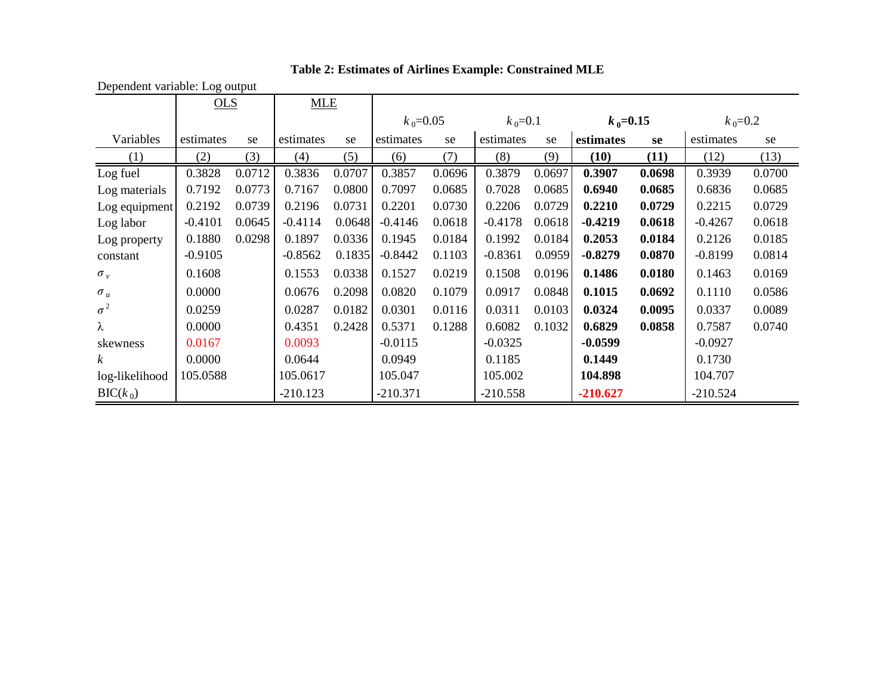**Table 2: Estimates of Airlines Example: Constrained MLE**

Dependent variable: Log output

| | OLS | | MLE | | $k_0$=0.05 | | $k_0$=0.1 | | **$k_0$=0.15** | | $k_0$=0.2 | |
|---|---|---|---|---|---|---|---|---|---|---|---|---|
| Variables | estimates | se | estimates | se | estimates | se | estimates | se | **estimates** | **se** | estimates | se |
| (1) | (2) | (3) | (4) | (5) | (6) | (7) | (8) | (9) | **(10)** | **(11)** | (12) | (13) |
| Log fuel | 0.3828 | 0.0712 | 0.3836 | 0.0707 | 0.3857 | 0.0696 | 0.3879 | 0.0697 | **0.3907** | **0.0698** | 0.3939 | 0.0700 |
| Log materials | 0.7192 | 0.0773 | 0.7167 | 0.0800 | 0.7097 | 0.0685 | 0.7028 | 0.0685 | **0.6940** | **0.0685** | 0.6836 | 0.0685 |
| Log equipment | 0.2192 | 0.0739 | 0.2196 | 0.0731 | 0.2201 | 0.0730 | 0.2206 | 0.0729 | **0.2210** | **0.0729** | 0.2215 | 0.0729 |
| Log labor | -0.4101 | 0.0645 | -0.4114 | 0.0648 | -0.4146 | 0.0618 | -0.4178 | 0.0618 | **-0.4219** | **0.0618** | -0.4267 | 0.0618 |
| Log property | 0.1880 | 0.0298 | 0.1897 | 0.0336 | 0.1945 | 0.0184 | 0.1992 | 0.0184 | **0.2053** | **0.0184** | 0.2126 | 0.0185 |
| constant | -0.9105 | | -0.8562 | 0.1835 | -0.8442 | 0.1103 | -0.8361 | 0.0959 | **-0.8279** | **0.0870** | -0.8199 | 0.0814 |
| $\sigma_v$ | 0.1608 | | 0.1553 | 0.0338 | 0.1527 | 0.0219 | 0.1508 | 0.0196 | **0.1486** | **0.0180** | 0.1463 | 0.0169 |
| $\sigma_u$ | 0.0000 | | 0.0676 | 0.2098 | 0.0820 | 0.1079 | 0.0917 | 0.0848 | **0.1015** | **0.0692** | 0.1110 | 0.0586 |
| $\sigma^2$ | 0.0259 | | 0.0287 | 0.0182 | 0.0301 | 0.0116 | 0.0311 | 0.0103 | **0.0324** | **0.0095** | 0.0337 | 0.0089 |
| $\lambda$ | 0.0000 | | 0.4351 | 0.2428 | 0.5371 | 0.1288 | 0.6082 | 0.1032 | **0.6829** | **0.0858** | 0.7587 | 0.0740 |
| skewness | 0.0167 | | 0.0093 | | -0.0115 | | -0.0325 | | **-0.0599** | | -0.0927 | |
| $k$ | 0.0000 | | 0.0644 | | 0.0949 | | 0.1185 | | **0.1449** | | 0.1730 | |
| log-likelihood | 105.0588 | | 105.0617 | | 105.047 | | 105.002 | | **104.898** | | 104.707 | |
| BIC($k_0$) | | | -210.123 | | -210.371 | | -210.558 | | **-210.627** | | -210.524 | |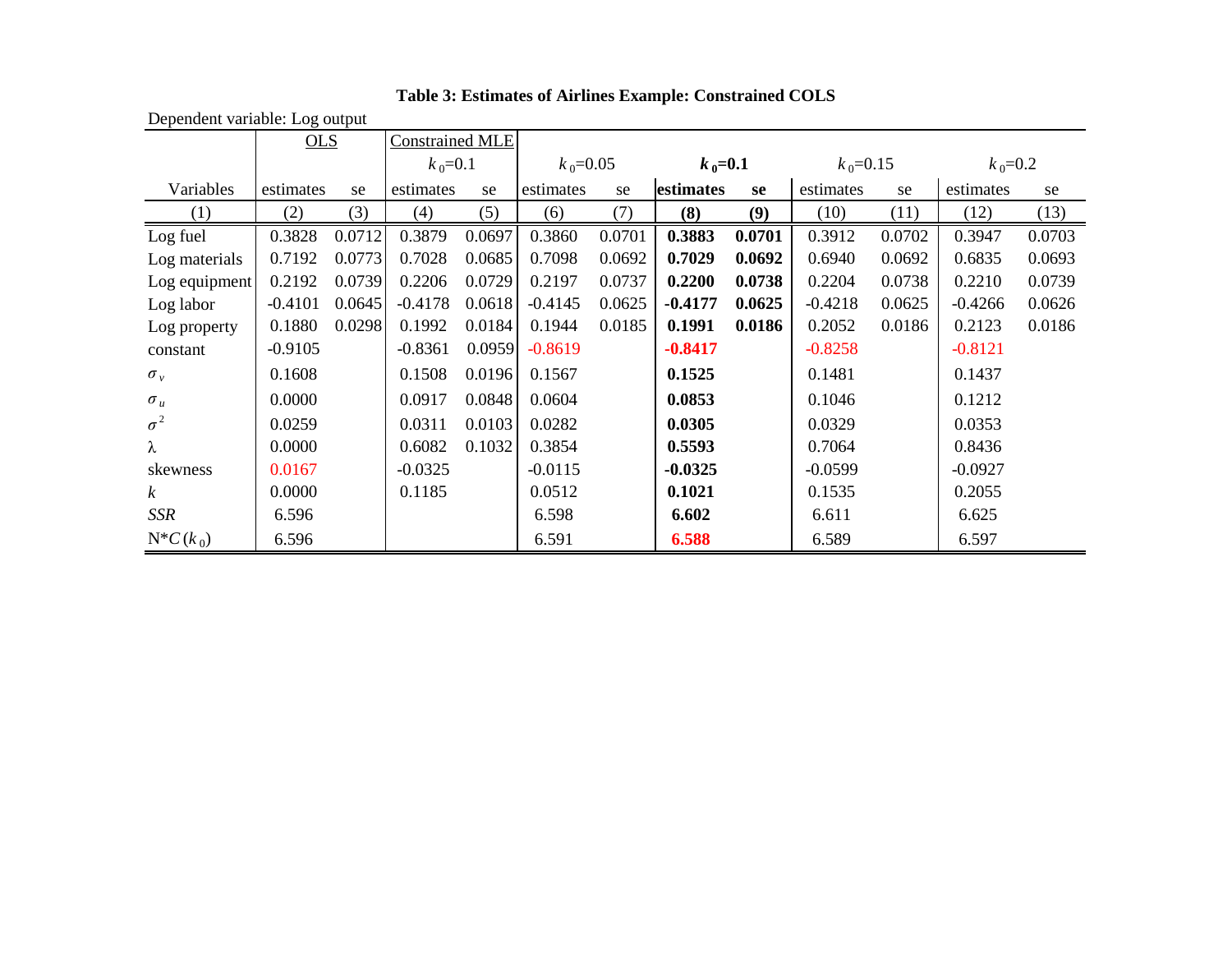**Table 3: Estimates of Airlines Example: Constrained COLS**

Dependent variable: Log output

| | OLS | | Constrained MLE | | | | | | | | | |
|---|---|---|---|---|---|---|---|---|---|---|---|---|
| | | | $k_0$=0.1 | | $k_0$=0.05 | | **$k_0$=0.1** | | $k_0$=0.15 | | $k_0$=0.2 | |
| Variables | estimates | se | estimates | se | estimates | se | **estimates** | **se** | estimates | se | estimates | se |
| (1) | (2) | (3) | (4) | (5) | (6) | (7) | **(8)** | **(9)** | (10) | (11) | (12) | (13) |
| Log fuel | 0.3828 | 0.0712 | 0.3879 | 0.0697 | 0.3860 | 0.0701 | **0.3883** | **0.0701** | 0.3912 | 0.0702 | 0.3947 | 0.0703 |
| Log materials | 0.7192 | 0.0773 | 0.7028 | 0.0685 | 0.7098 | 0.0692 | **0.7029** | **0.0692** | 0.6940 | 0.0692 | 0.6835 | 0.0693 |
| Log equipment | 0.2192 | 0.0739 | 0.2206 | 0.0729 | 0.2197 | 0.0737 | **0.2200** | **0.0738** | 0.2204 | 0.0738 | 0.2210 | 0.0739 |
| Log labor | -0.4101 | 0.0645 | -0.4178 | 0.0618 | -0.4145 | 0.0625 | **-0.4177** | **0.0625** | -0.4218 | 0.0625 | -0.4266 | 0.0626 |
| Log property | 0.1880 | 0.0298 | 0.1992 | 0.0184 | 0.1944 | 0.0185 | **0.1991** | **0.0186** | 0.2052 | 0.0186 | 0.2123 | 0.0186 |
| constant | -0.9105 | | -0.8361 | 0.0959 | -0.8619 | | **-0.8417** | | -0.8258 | | -0.8121 | |
| $\sigma_v$ | 0.1608 | | 0.1508 | 0.0196 | 0.1567 | | **0.1525** | | 0.1481 | | 0.1437 | |
| $\sigma_u$ | 0.0000 | | 0.0917 | 0.0848 | 0.0604 | | **0.0853** | | 0.1046 | | 0.1212 | |
| $\sigma^2$ | 0.0259 | | 0.0311 | 0.0103 | 0.0282 | | **0.0305** | | 0.0329 | | 0.0353 | |
| λ | 0.0000 | | 0.6082 | 0.1032 | 0.3854 | | **0.5593** | | 0.7064 | | 0.8436 | |
| skewness | 0.0167 | | -0.0325 | | -0.0115 | | **-0.0325** | | -0.0599 | | -0.0927 | |
| $k$ | 0.0000 | | 0.1185 | | 0.0512 | | **0.1021** | | 0.1535 | | 0.2055 | |
| $SSR$ | 6.596 | | | | 6.598 | | **6.602** | | 6.611 | | 6.625 | |
| N*$C(k_0)$ | 6.596 | | | | 6.591 | | **6.588** | | 6.589 | | 6.597 | |